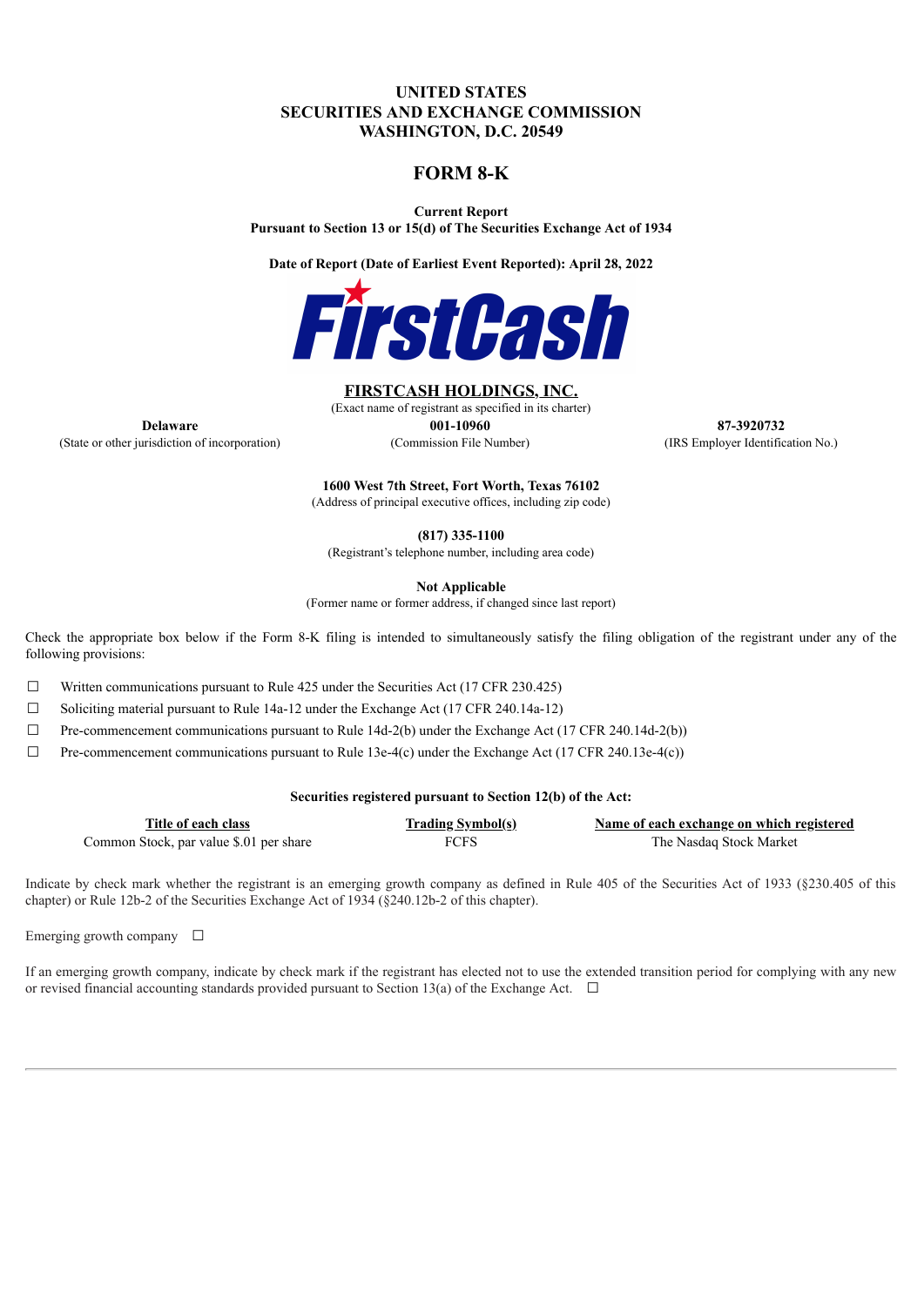# UNITED STATES
# SECURITIES AND EXCHANGE COMMISSION
## WASHINGTON, D.C. 20549

# FORM 8-K

**Current Report**
**Pursuant to Section 13 or 15(d) of The Securities Exchange Act of 1934**

**Date of Report (Date of Earliest Event Reported): April 28, 2022**

FirstCash

**FIRSTCASH HOLDINGS, INC.**
(Exact name of registrant as specified in its charter)

| **Delaware** | **001-10960** | **87-3920732** |
|---|---|---|
| (State or other jurisdiction of incorporation) | (Commission File Number) | (IRS Employer Identification No.) |

**1600 West 7th Street, Fort Worth, Texas 76102**
(Address of principal executive offices, including zip code)

**(817) 335-1100**
(Registrant's telephone number, including area code)

**Not Applicable**
(Former name or former address, if changed since last report)

Check the appropriate box below if the Form 8-K filing is intended to simultaneously satisfy the filing obligation of the registrant under any of the following provisions:

☐ Written communications pursuant to Rule 425 under the Securities Act (17 CFR 230.425)

☐ Soliciting material pursuant to Rule 14a-12 under the Exchange Act (17 CFR 240.14a-12)

☐ Pre-commencement communications pursuant to Rule 14d-2(b) under the Exchange Act (17 CFR 240.14d-2(b))

☐ Pre-commencement communications pursuant to Rule 13e-4(c) under the Exchange Act (17 CFR 240.13e-4(c))

**Securities registered pursuant to Section 12(b) of the Act:**

| Title of each class | Trading Symbol(s) | Name of each exchange on which registered |
|---|---|---|
| Common Stock, par value $.01 per share | FCFS | The Nasdaq Stock Market |

Indicate by check mark whether the registrant is an emerging growth company as defined in Rule 405 of the Securities Act of 1933 (§230.405 of this chapter) or Rule 12b-2 of the Securities Exchange Act of 1934 (§240.12b-2 of this chapter).

Emerging growth company ☐

If an emerging growth company, indicate by check mark if the registrant has elected not to use the extended transition period for complying with any new or revised financial accounting standards provided pursuant to Section 13(a) of the Exchange Act. ☐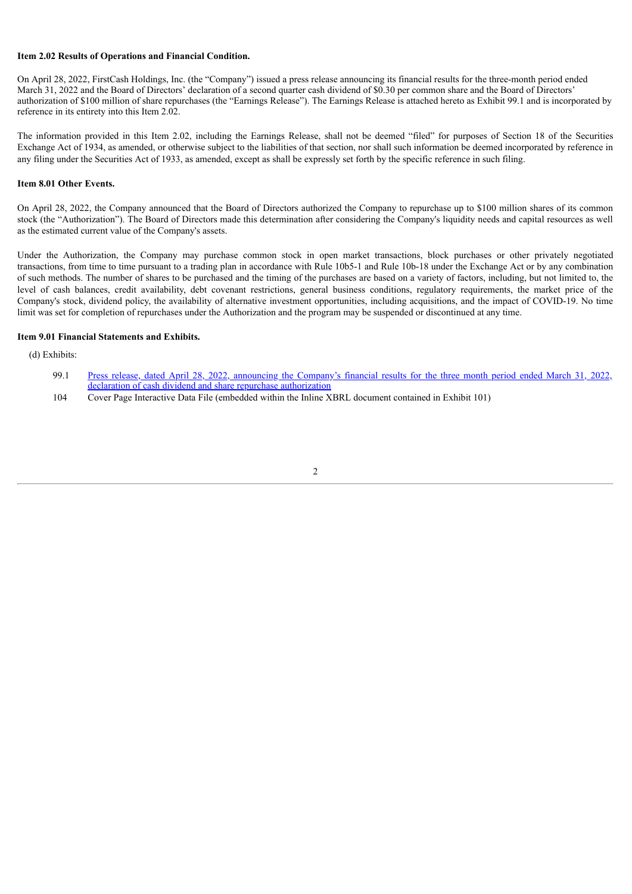**Item 2.02 Results of Operations and Financial Condition.**

On April 28, 2022, FirstCash Holdings, Inc. (the "Company") issued a press release announcing its financial results for the three-month period ended March 31, 2022 and the Board of Directors' declaration of a second quarter cash dividend of $0.30 per common share and the Board of Directors' authorization of $100 million of share repurchases (the "Earnings Release"). The Earnings Release is attached hereto as Exhibit 99.1 and is incorporated by reference in its entirety into this Item 2.02.

The information provided in this Item 2.02, including the Earnings Release, shall not be deemed "filed" for purposes of Section 18 of the Securities Exchange Act of 1934, as amended, or otherwise subject to the liabilities of that section, nor shall such information be deemed incorporated by reference in any filing under the Securities Act of 1933, as amended, except as shall be expressly set forth by the specific reference in such filing.

**Item 8.01 Other Events.**

On April 28, 2022, the Company announced that the Board of Directors authorized the Company to repurchase up to $100 million shares of its common stock (the "Authorization"). The Board of Directors made this determination after considering the Company's liquidity needs and capital resources as well as the estimated current value of the Company's assets.

Under the Authorization, the Company may purchase common stock in open market transactions, block purchases or other privately negotiated transactions, from time to time pursuant to a trading plan in accordance with Rule 10b5-1 and Rule 10b-18 under the Exchange Act or by any combination of such methods. The number of shares to be purchased and the timing of the purchases are based on a variety of factors, including, but not limited to, the level of cash balances, credit availability, debt covenant restrictions, general business conditions, regulatory requirements, the market price of the Company's stock, dividend policy, the availability of alternative investment opportunities, including acquisitions, and the impact of COVID-19. No time limit was set for completion of repurchases under the Authorization and the program may be suspended or discontinued at any time.

**Item 9.01 Financial Statements and Exhibits.**

(d) Exhibits:

99.1 Press release, dated April 28, 2022, announcing the Company's financial results for the three month period ended March 31, 2022, declaration of cash dividend and share repurchase authorization

104 Cover Page Interactive Data File (embedded within the Inline XBRL document contained in Exhibit 101)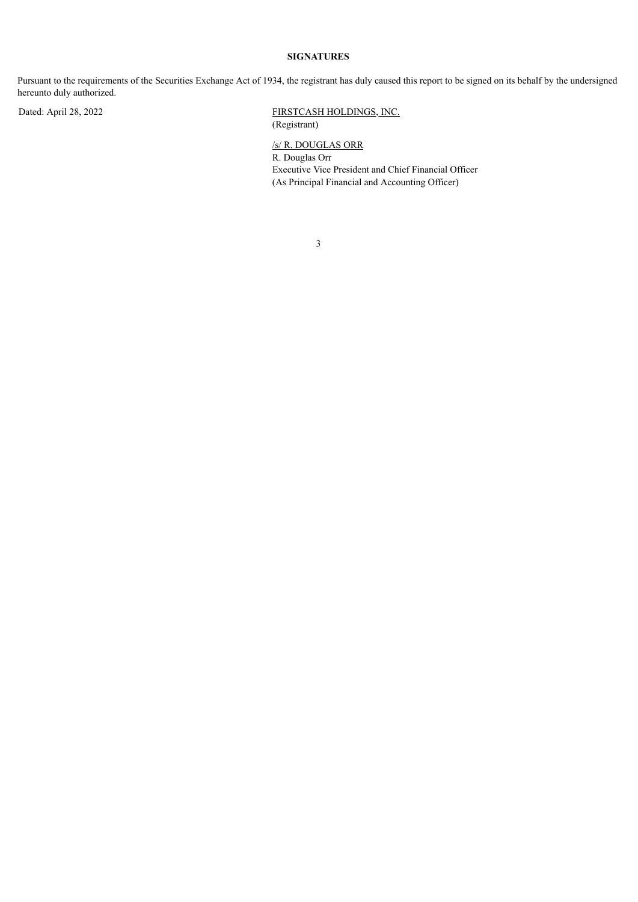**SIGNATURES**

Pursuant to the requirements of the Securities Exchange Act of 1934, the registrant has duly caused this report to be signed on its behalf by the undersigned hereunto duly authorized.

Dated: April 28, 2022

FIRSTCASH HOLDINGS, INC.
(Registrant)

/s/ R. DOUGLAS ORR
R. Douglas Orr
Executive Vice President and Chief Financial Officer
(As Principal Financial and Accounting Officer)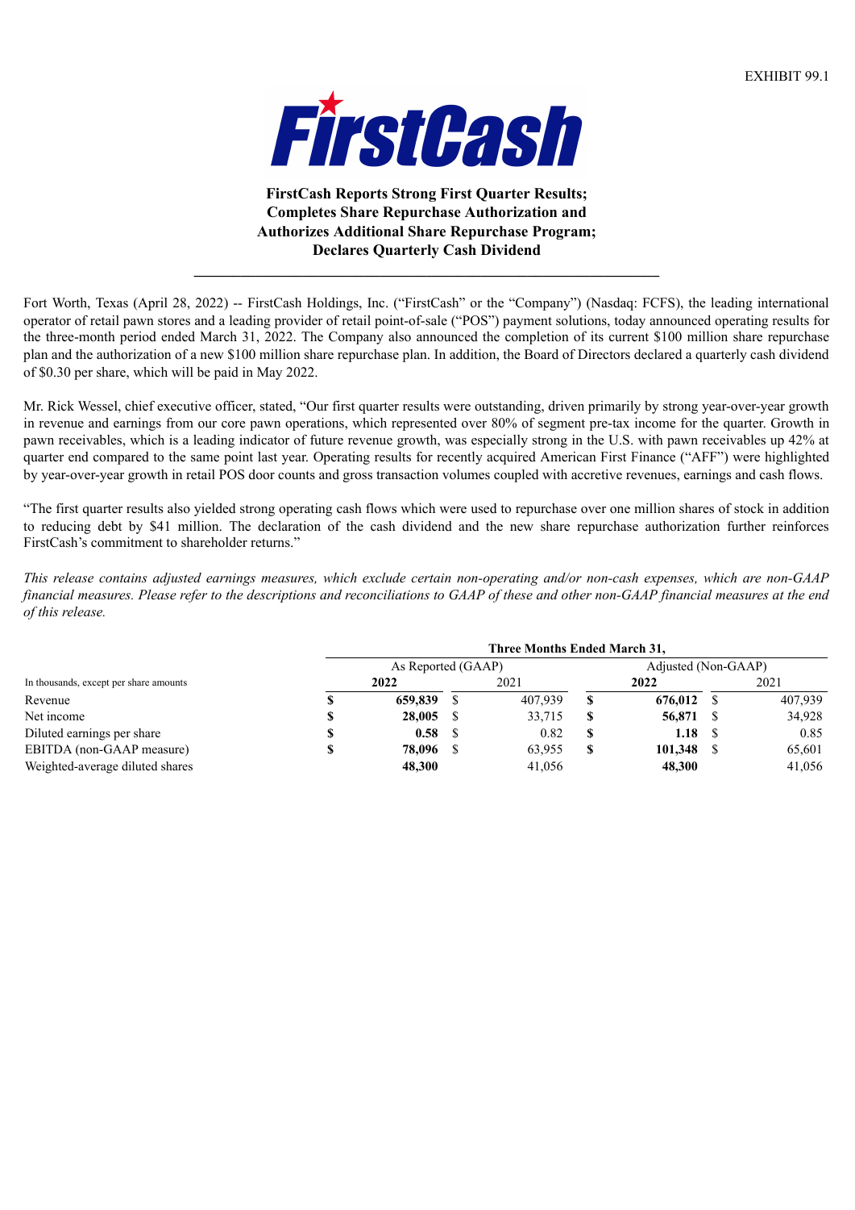EXHIBIT 99.1

**FirstCash**

**FirstCash Reports Strong First Quarter Results;**
**Completes Share Repurchase Authorization and**
**Authorizes Additional Share Repurchase Program;**
**Declares Quarterly Cash Dividend**

---

Fort Worth, Texas (April 28, 2022) -- FirstCash Holdings, Inc. ("FirstCash" or the "Company") (Nasdaq: FCFS), the leading international operator of retail pawn stores and a leading provider of retail point-of-sale ("POS") payment solutions, today announced operating results for the three-month period ended March 31, 2022. The Company also announced the completion of its current $100 million share repurchase plan and the authorization of a new $100 million share repurchase plan. In addition, the Board of Directors declared a quarterly cash dividend of $0.30 per share, which will be paid in May 2022.

Mr. Rick Wessel, chief executive officer, stated, "Our first quarter results were outstanding, driven primarily by strong year-over-year growth in revenue and earnings from our core pawn operations, which represented over 80% of segment pre-tax income for the quarter. Growth in pawn receivables, which is a leading indicator of future revenue growth, was especially strong in the U.S. with pawn receivables up 42% at quarter end compared to the same point last year. Operating results for recently acquired American First Finance ("AFF") were highlighted by year-over-year growth in retail POS door counts and gross transaction volumes coupled with accretive revenues, earnings and cash flows.

"The first quarter results also yielded strong operating cash flows which were used to repurchase over one million shares of stock in addition to reducing debt by $41 million. The declaration of the cash dividend and the new share repurchase authorization further reinforces FirstCash's commitment to shareholder returns."

*This release contains adjusted earnings measures, which exclude certain non-operating and/or non-cash expenses, which are non-GAAP financial measures. Please refer to the descriptions and reconciliations to GAAP of these and other non-GAAP financial measures at the end of this release.*

| | Three Months Ended March 31, | | | |
|---|---|---|---|---|
| | As Reported (GAAP) | | Adjusted (Non-GAAP) | |
| In thousands, except per share amounts | **2022** | 2021 | **2022** | 2021 |
| Revenue | **$ 659,839** | $ 407,939 | **$ 676,012** | $ 407,939 |
| Net income | **$ 28,005** | $ 33,715 | **$ 56,871** | $ 34,928 |
| Diluted earnings per share | **$ 0.58** | $ 0.82 | **$ 1.18** | $ 0.85 |
| EBITDA (non-GAAP measure) | **$ 78,096** | $ 63,955 | **$ 101,348** | $ 65,601 |
| Weighted-average diluted shares | **48,300** | 41,056 | **48,300** | 41,056 |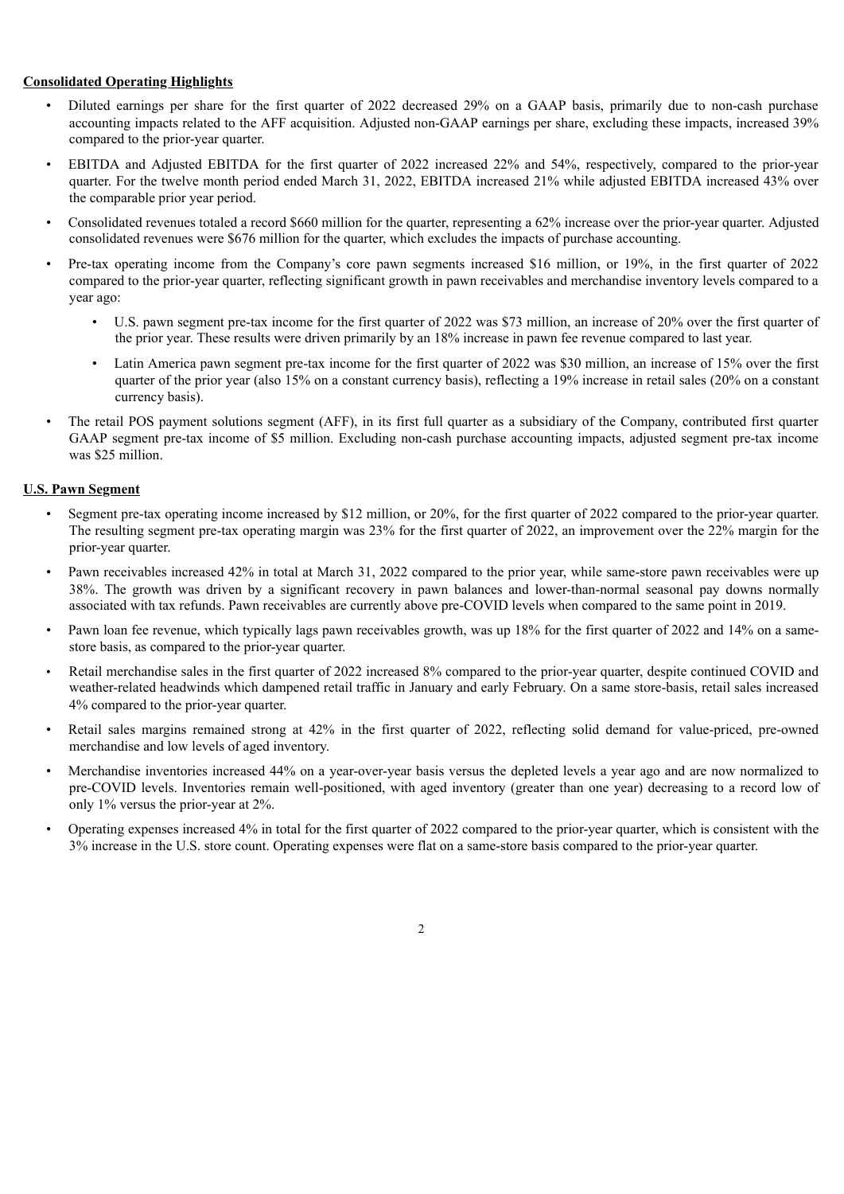**Consolidated Operating Highlights**

- Diluted earnings per share for the first quarter of 2022 decreased 29% on a GAAP basis, primarily due to non-cash purchase accounting impacts related to the AFF acquisition. Adjusted non-GAAP earnings per share, excluding these impacts, increased 39% compared to the prior-year quarter.
- EBITDA and Adjusted EBITDA for the first quarter of 2022 increased 22% and 54%, respectively, compared to the prior-year quarter. For the twelve month period ended March 31, 2022, EBITDA increased 21% while adjusted EBITDA increased 43% over the comparable prior year period.
- Consolidated revenues totaled a record $660 million for the quarter, representing a 62% increase over the prior-year quarter. Adjusted consolidated revenues were $676 million for the quarter, which excludes the impacts of purchase accounting.
- Pre-tax operating income from the Company's core pawn segments increased $16 million, or 19%, in the first quarter of 2022 compared to the prior-year quarter, reflecting significant growth in pawn receivables and merchandise inventory levels compared to a year ago:
  - U.S. pawn segment pre-tax income for the first quarter of 2022 was $73 million, an increase of 20% over the first quarter of the prior year. These results were driven primarily by an 18% increase in pawn fee revenue compared to last year.
  - Latin America pawn segment pre-tax income for the first quarter of 2022 was $30 million, an increase of 15% over the first quarter of the prior year (also 15% on a constant currency basis), reflecting a 19% increase in retail sales (20% on a constant currency basis).
- The retail POS payment solutions segment (AFF), in its first full quarter as a subsidiary of the Company, contributed first quarter GAAP segment pre-tax income of $5 million. Excluding non-cash purchase accounting impacts, adjusted segment pre-tax income was $25 million.

**U.S. Pawn Segment**

- Segment pre-tax operating income increased by $12 million, or 20%, for the first quarter of 2022 compared to the prior-year quarter. The resulting segment pre-tax operating margin was 23% for the first quarter of 2022, an improvement over the 22% margin for the prior-year quarter.
- Pawn receivables increased 42% in total at March 31, 2022 compared to the prior year, while same-store pawn receivables were up 38%. The growth was driven by a significant recovery in pawn balances and lower-than-normal seasonal pay downs normally associated with tax refunds. Pawn receivables are currently above pre-COVID levels when compared to the same point in 2019.
- Pawn loan fee revenue, which typically lags pawn receivables growth, was up 18% for the first quarter of 2022 and 14% on a same-store basis, as compared to the prior-year quarter.
- Retail merchandise sales in the first quarter of 2022 increased 8% compared to the prior-year quarter, despite continued COVID and weather-related headwinds which dampened retail traffic in January and early February. On a same store-basis, retail sales increased 4% compared to the prior-year quarter.
- Retail sales margins remained strong at 42% in the first quarter of 2022, reflecting solid demand for value-priced, pre-owned merchandise and low levels of aged inventory.
- Merchandise inventories increased 44% on a year-over-year basis versus the depleted levels a year ago and are now normalized to pre-COVID levels. Inventories remain well-positioned, with aged inventory (greater than one year) decreasing to a record low of only 1% versus the prior-year at 2%.
- Operating expenses increased 4% in total for the first quarter of 2022 compared to the prior-year quarter, which is consistent with the 3% increase in the U.S. store count. Operating expenses were flat on a same-store basis compared to the prior-year quarter.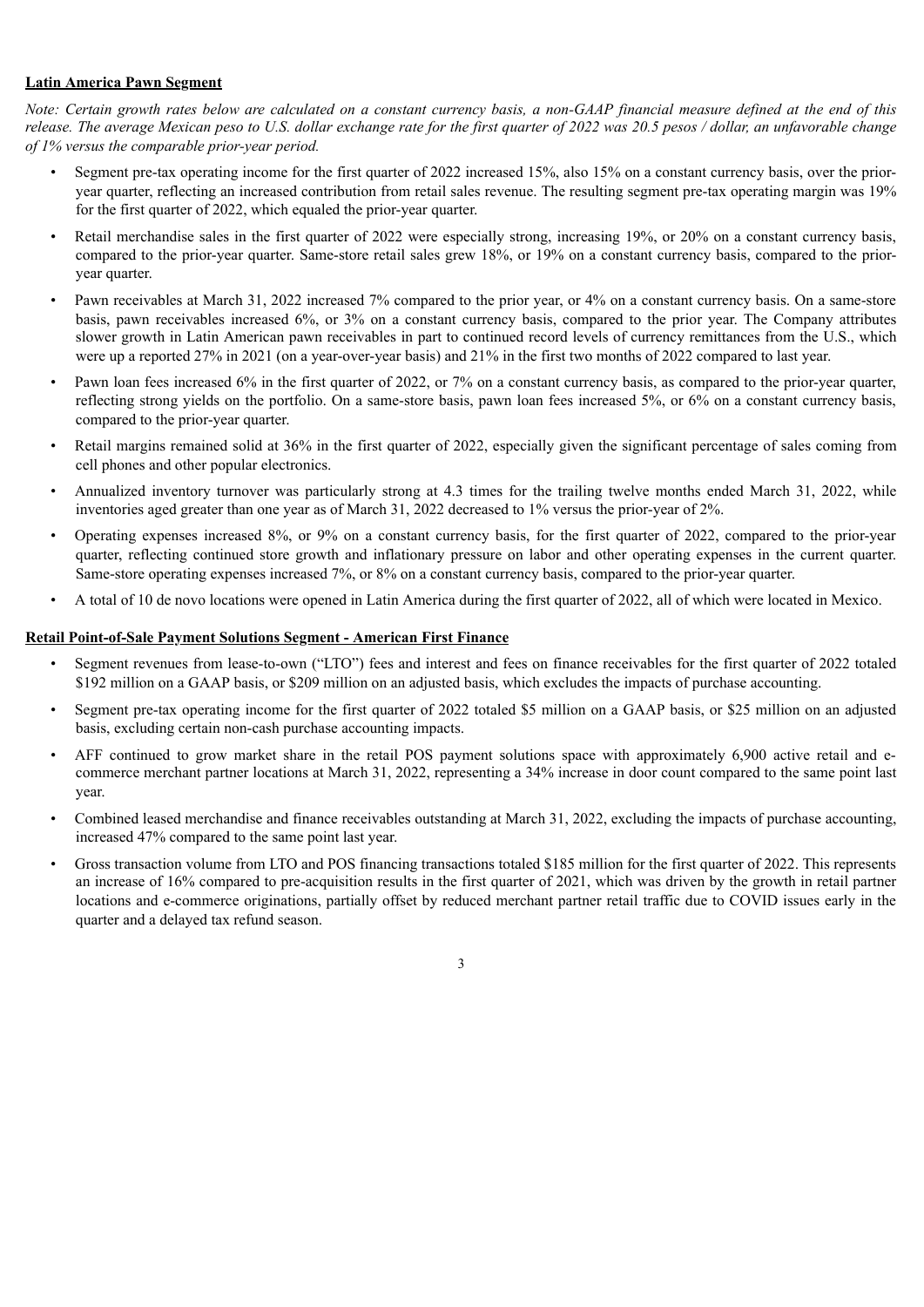**Latin America Pawn Segment**

*Note: Certain growth rates below are calculated on a constant currency basis, a non-GAAP financial measure defined at the end of this release. The average Mexican peso to U.S. dollar exchange rate for the first quarter of 2022 was 20.5 pesos / dollar, an unfavorable change of 1% versus the comparable prior-year period.*

- Segment pre-tax operating income for the first quarter of 2022 increased 15%, also 15% on a constant currency basis, over the prior-year quarter, reflecting an increased contribution from retail sales revenue. The resulting segment pre-tax operating margin was 19% for the first quarter of 2022, which equaled the prior-year quarter.
- Retail merchandise sales in the first quarter of 2022 were especially strong, increasing 19%, or 20% on a constant currency basis, compared to the prior-year quarter. Same-store retail sales grew 18%, or 19% on a constant currency basis, compared to the prior-year quarter.
- Pawn receivables at March 31, 2022 increased 7% compared to the prior year, or 4% on a constant currency basis. On a same-store basis, pawn receivables increased 6%, or 3% on a constant currency basis, compared to the prior year. The Company attributes slower growth in Latin American pawn receivables in part to continued record levels of currency remittances from the U.S., which were up a reported 27% in 2021 (on a year-over-year basis) and 21% in the first two months of 2022 compared to last year.
- Pawn loan fees increased 6% in the first quarter of 2022, or 7% on a constant currency basis, as compared to the prior-year quarter, reflecting strong yields on the portfolio. On a same-store basis, pawn loan fees increased 5%, or 6% on a constant currency basis, compared to the prior-year quarter.
- Retail margins remained solid at 36% in the first quarter of 2022, especially given the significant percentage of sales coming from cell phones and other popular electronics.
- Annualized inventory turnover was particularly strong at 4.3 times for the trailing twelve months ended March 31, 2022, while inventories aged greater than one year as of March 31, 2022 decreased to 1% versus the prior-year of 2%.
- Operating expenses increased 8%, or 9% on a constant currency basis, for the first quarter of 2022, compared to the prior-year quarter, reflecting continued store growth and inflationary pressure on labor and other operating expenses in the current quarter. Same-store operating expenses increased 7%, or 8% on a constant currency basis, compared to the prior-year quarter.
- A total of 10 de novo locations were opened in Latin America during the first quarter of 2022, all of which were located in Mexico.

**Retail Point-of-Sale Payment Solutions Segment - American First Finance**

- Segment revenues from lease-to-own ("LTO") fees and interest and fees on finance receivables for the first quarter of 2022 totaled \$192 million on a GAAP basis, or \$209 million on an adjusted basis, which excludes the impacts of purchase accounting.
- Segment pre-tax operating income for the first quarter of 2022 totaled \$5 million on a GAAP basis, or \$25 million on an adjusted basis, excluding certain non-cash purchase accounting impacts.
- AFF continued to grow market share in the retail POS payment solutions space with approximately 6,900 active retail and e-commerce merchant partner locations at March 31, 2022, representing a 34% increase in door count compared to the same point last year.
- Combined leased merchandise and finance receivables outstanding at March 31, 2022, excluding the impacts of purchase accounting, increased 47% compared to the same point last year.
- Gross transaction volume from LTO and POS financing transactions totaled \$185 million for the first quarter of 2022. This represents an increase of 16% compared to pre-acquisition results in the first quarter of 2021, which was driven by the growth in retail partner locations and e-commerce originations, partially offset by reduced merchant partner retail traffic due to COVID issues early in the quarter and a delayed tax refund season.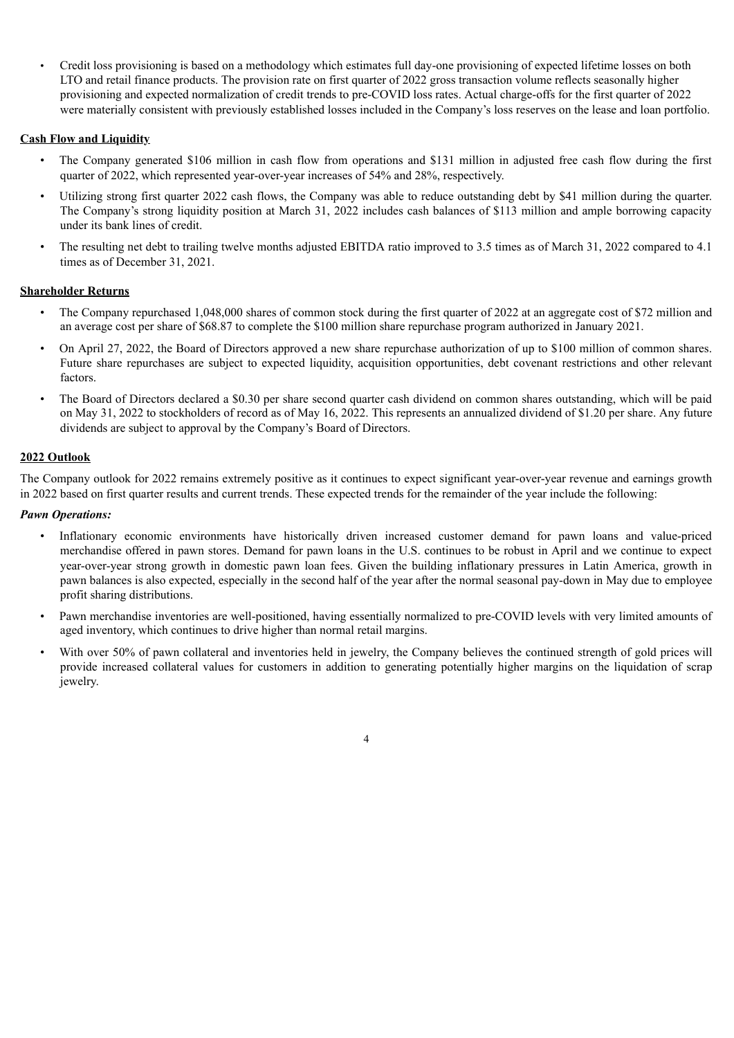- Credit loss provisioning is based on a methodology which estimates full day-one provisioning of expected lifetime losses on both LTO and retail finance products. The provision rate on first quarter of 2022 gross transaction volume reflects seasonally higher provisioning and expected normalization of credit trends to pre-COVID loss rates. Actual charge-offs for the first quarter of 2022 were materially consistent with previously established losses included in the Company's loss reserves on the lease and loan portfolio.

**Cash Flow and Liquidity**

- The Company generated $106 million in cash flow from operations and $131 million in adjusted free cash flow during the first quarter of 2022, which represented year-over-year increases of 54% and 28%, respectively.
- Utilizing strong first quarter 2022 cash flows, the Company was able to reduce outstanding debt by $41 million during the quarter. The Company's strong liquidity position at March 31, 2022 includes cash balances of $113 million and ample borrowing capacity under its bank lines of credit.
- The resulting net debt to trailing twelve months adjusted EBITDA ratio improved to 3.5 times as of March 31, 2022 compared to 4.1 times as of December 31, 2021.

**Shareholder Returns**

- The Company repurchased 1,048,000 shares of common stock during the first quarter of 2022 at an aggregate cost of $72 million and an average cost per share of $68.87 to complete the $100 million share repurchase program authorized in January 2021.
- On April 27, 2022, the Board of Directors approved a new share repurchase authorization of up to $100 million of common shares. Future share repurchases are subject to expected liquidity, acquisition opportunities, debt covenant restrictions and other relevant factors.
- The Board of Directors declared a $0.30 per share second quarter cash dividend on common shares outstanding, which will be paid on May 31, 2022 to stockholders of record as of May 16, 2022. This represents an annualized dividend of $1.20 per share. Any future dividends are subject to approval by the Company's Board of Directors.

**2022 Outlook**

The Company outlook for 2022 remains extremely positive as it continues to expect significant year-over-year revenue and earnings growth in 2022 based on first quarter results and current trends. These expected trends for the remainder of the year include the following:

***Pawn Operations:***

- Inflationary economic environments have historically driven increased customer demand for pawn loans and value-priced merchandise offered in pawn stores. Demand for pawn loans in the U.S. continues to be robust in April and we continue to expect year-over-year strong growth in domestic pawn loan fees. Given the building inflationary pressures in Latin America, growth in pawn balances is also expected, especially in the second half of the year after the normal seasonal pay-down in May due to employee profit sharing distributions.
- Pawn merchandise inventories are well-positioned, having essentially normalized to pre-COVID levels with very limited amounts of aged inventory, which continues to drive higher than normal retail margins.
- With over 50% of pawn collateral and inventories held in jewelry, the Company believes the continued strength of gold prices will provide increased collateral values for customers in addition to generating potentially higher margins on the liquidation of scrap jewelry.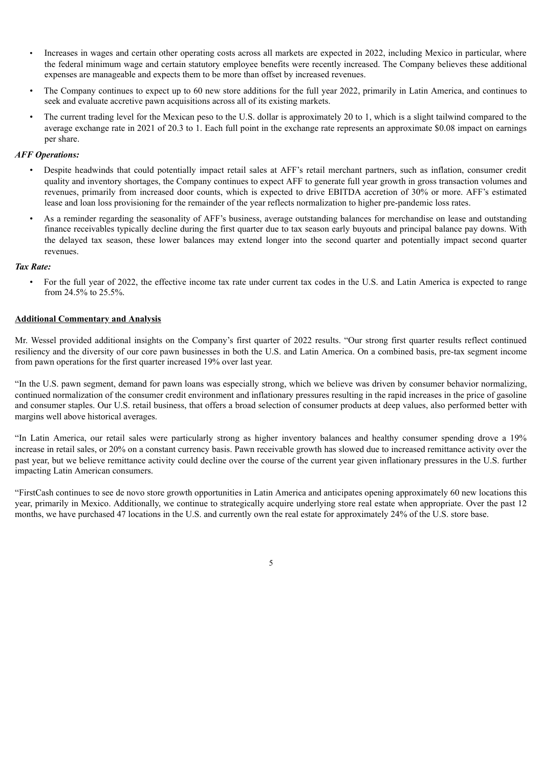- Increases in wages and certain other operating costs across all markets are expected in 2022, including Mexico in particular, where the federal minimum wage and certain statutory employee benefits were recently increased. The Company believes these additional expenses are manageable and expects them to be more than offset by increased revenues.
- The Company continues to expect up to 60 new store additions for the full year 2022, primarily in Latin America, and continues to seek and evaluate accretive pawn acquisitions across all of its existing markets.
- The current trading level for the Mexican peso to the U.S. dollar is approximately 20 to 1, which is a slight tailwind compared to the average exchange rate in 2021 of 20.3 to 1. Each full point in the exchange rate represents an approximate $0.08 impact on earnings per share.

***AFF Operations:***

- Despite headwinds that could potentially impact retail sales at AFF's retail merchant partners, such as inflation, consumer credit quality and inventory shortages, the Company continues to expect AFF to generate full year growth in gross transaction volumes and revenues, primarily from increased door counts, which is expected to drive EBITDA accretion of 30% or more. AFF's estimated lease and loan loss provisioning for the remainder of the year reflects normalization to higher pre-pandemic loss rates.
- As a reminder regarding the seasonality of AFF's business, average outstanding balances for merchandise on lease and outstanding finance receivables typically decline during the first quarter due to tax season early buyouts and principal balance pay downs. With the delayed tax season, these lower balances may extend longer into the second quarter and potentially impact second quarter revenues.

***Tax Rate:***

- For the full year of 2022, the effective income tax rate under current tax codes in the U.S. and Latin America is expected to range from 24.5% to 25.5%.

**Additional Commentary and Analysis**

Mr. Wessel provided additional insights on the Company's first quarter of 2022 results. "Our strong first quarter results reflect continued resiliency and the diversity of our core pawn businesses in both the U.S. and Latin America. On a combined basis, pre-tax segment income from pawn operations for the first quarter increased 19% over last year.

"In the U.S. pawn segment, demand for pawn loans was especially strong, which we believe was driven by consumer behavior normalizing, continued normalization of the consumer credit environment and inflationary pressures resulting in the rapid increases in the price of gasoline and consumer staples. Our U.S. retail business, that offers a broad selection of consumer products at deep values, also performed better with margins well above historical averages.

"In Latin America, our retail sales were particularly strong as higher inventory balances and healthy consumer spending drove a 19% increase in retail sales, or 20% on a constant currency basis. Pawn receivable growth has slowed due to increased remittance activity over the past year, but we believe remittance activity could decline over the course of the current year given inflationary pressures in the U.S. further impacting Latin American consumers.

"FirstCash continues to see de novo store growth opportunities in Latin America and anticipates opening approximately 60 new locations this year, primarily in Mexico. Additionally, we continue to strategically acquire underlying store real estate when appropriate. Over the past 12 months, we have purchased 47 locations in the U.S. and currently own the real estate for approximately 24% of the U.S. store base.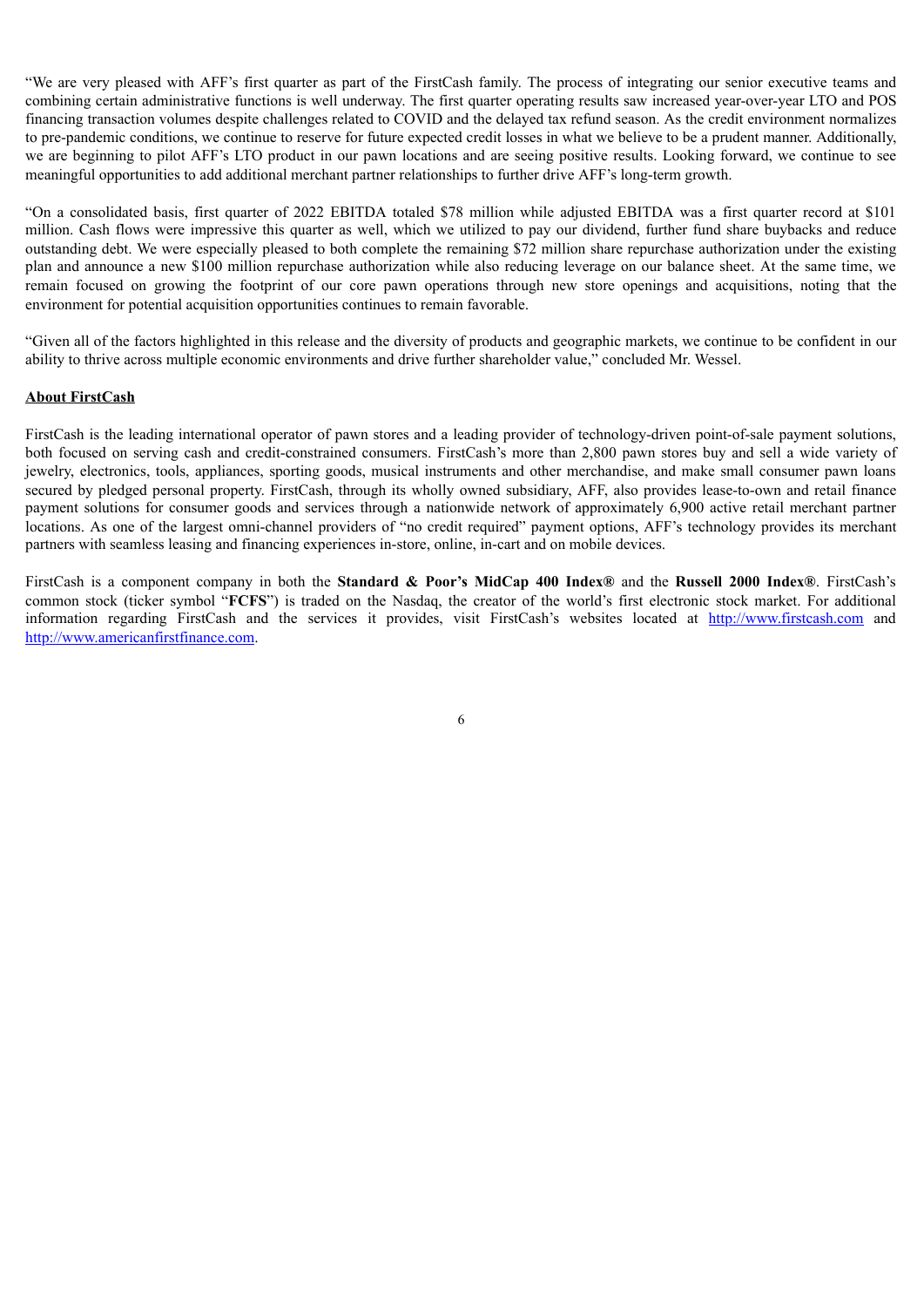“We are very pleased with AFF’s first quarter as part of the FirstCash family. The process of integrating our senior executive teams and combining certain administrative functions is well underway. The first quarter operating results saw increased year-over-year LTO and POS financing transaction volumes despite challenges related to COVID and the delayed tax refund season. As the credit environment normalizes to pre-pandemic conditions, we continue to reserve for future expected credit losses in what we believe to be a prudent manner. Additionally, we are beginning to pilot AFF’s LTO product in our pawn locations and are seeing positive results. Looking forward, we continue to see meaningful opportunities to add additional merchant partner relationships to further drive AFF’s long-term growth.

“On a consolidated basis, first quarter of 2022 EBITDA totaled $78 million while adjusted EBITDA was a first quarter record at $101 million. Cash flows were impressive this quarter as well, which we utilized to pay our dividend, further fund share buybacks and reduce outstanding debt. We were especially pleased to both complete the remaining $72 million share repurchase authorization under the existing plan and announce a new $100 million repurchase authorization while also reducing leverage on our balance sheet. At the same time, we remain focused on growing the footprint of our core pawn operations through new store openings and acquisitions, noting that the environment for potential acquisition opportunities continues to remain favorable.

“Given all of the factors highlighted in this release and the diversity of products and geographic markets, we continue to be confident in our ability to thrive across multiple economic environments and drive further shareholder value,” concluded Mr. Wessel.

**About FirstCash**

FirstCash is the leading international operator of pawn stores and a leading provider of technology-driven point-of-sale payment solutions, both focused on serving cash and credit-constrained consumers. FirstCash’s more than 2,800 pawn stores buy and sell a wide variety of jewelry, electronics, tools, appliances, sporting goods, musical instruments and other merchandise, and make small consumer pawn loans secured by pledged personal property. FirstCash, through its wholly owned subsidiary, AFF, also provides lease-to-own and retail finance payment solutions for consumer goods and services through a nationwide network of approximately 6,900 active retail merchant partner locations. As one of the largest omni-channel providers of “no credit required” payment options, AFF’s technology provides its merchant partners with seamless leasing and financing experiences in-store, online, in-cart and on mobile devices.

FirstCash is a component company in both the **Standard & Poor’s MidCap 400 Index®** and the **Russell 2000 Index®**. FirstCash’s common stock (ticker symbol “**FCFS**”) is traded on the Nasdaq, the creator of the world’s first electronic stock market. For additional information regarding FirstCash and the services it provides, visit FirstCash’s websites located at http://www.firstcash.com and http://www.americanfirstfinance.com.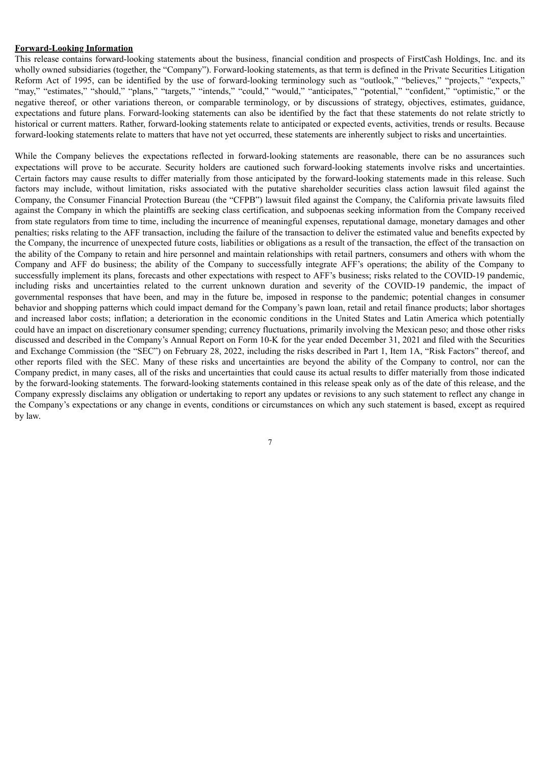**Forward-Looking Information**

This release contains forward-looking statements about the business, financial condition and prospects of FirstCash Holdings, Inc. and its wholly owned subsidiaries (together, the "Company"). Forward-looking statements, as that term is defined in the Private Securities Litigation Reform Act of 1995, can be identified by the use of forward-looking terminology such as "outlook," "believes," "projects," "expects," "may," "estimates," "should," "plans," "targets," "intends," "could," "would," "anticipates," "potential," "confident," "optimistic," or the negative thereof, or other variations thereon, or comparable terminology, or by discussions of strategy, objectives, estimates, guidance, expectations and future plans. Forward-looking statements can also be identified by the fact that these statements do not relate strictly to historical or current matters. Rather, forward-looking statements relate to anticipated or expected events, activities, trends or results. Because forward-looking statements relate to matters that have not yet occurred, these statements are inherently subject to risks and uncertainties.

While the Company believes the expectations reflected in forward-looking statements are reasonable, there can be no assurances such expectations will prove to be accurate. Security holders are cautioned such forward-looking statements involve risks and uncertainties. Certain factors may cause results to differ materially from those anticipated by the forward-looking statements made in this release. Such factors may include, without limitation, risks associated with the putative shareholder securities class action lawsuit filed against the Company, the Consumer Financial Protection Bureau (the "CFPB") lawsuit filed against the Company, the California private lawsuits filed against the Company in which the plaintiffs are seeking class certification, and subpoenas seeking information from the Company received from state regulators from time to time, including the incurrence of meaningful expenses, reputational damage, monetary damages and other penalties; risks relating to the AFF transaction, including the failure of the transaction to deliver the estimated value and benefits expected by the Company, the incurrence of unexpected future costs, liabilities or obligations as a result of the transaction, the effect of the transaction on the ability of the Company to retain and hire personnel and maintain relationships with retail partners, consumers and others with whom the Company and AFF do business; the ability of the Company to successfully integrate AFF's operations; the ability of the Company to successfully implement its plans, forecasts and other expectations with respect to AFF's business; risks related to the COVID-19 pandemic, including risks and uncertainties related to the current unknown duration and severity of the COVID-19 pandemic, the impact of governmental responses that have been, and may in the future be, imposed in response to the pandemic; potential changes in consumer behavior and shopping patterns which could impact demand for the Company's pawn loan, retail and retail finance products; labor shortages and increased labor costs; inflation; a deterioration in the economic conditions in the United States and Latin America which potentially could have an impact on discretionary consumer spending; currency fluctuations, primarily involving the Mexican peso; and those other risks discussed and described in the Company's Annual Report on Form 10-K for the year ended December 31, 2021 and filed with the Securities and Exchange Commission (the "SEC") on February 28, 2022, including the risks described in Part 1, Item 1A, "Risk Factors" thereof, and other reports filed with the SEC. Many of these risks and uncertainties are beyond the ability of the Company to control, nor can the Company predict, in many cases, all of the risks and uncertainties that could cause its actual results to differ materially from those indicated by the forward-looking statements. The forward-looking statements contained in this release speak only as of the date of this release, and the Company expressly disclaims any obligation or undertaking to report any updates or revisions to any such statement to reflect any change in the Company's expectations or any change in events, conditions or circumstances on which any such statement is based, except as required by law.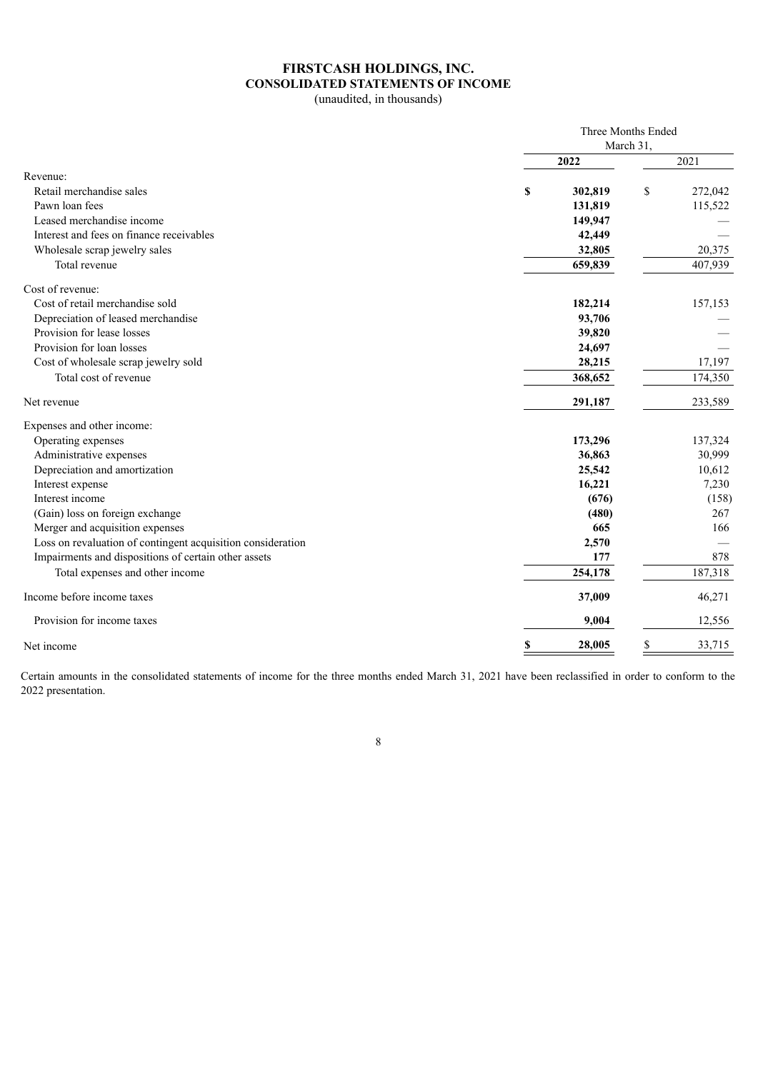# FIRSTCASH HOLDINGS, INC.
## CONSOLIDATED STATEMENTS OF INCOME
(unaudited, in thousands)

| | Three Months Ended March 31, | |
|---|---|---|
| | **2022** | 2021 |
| Revenue: | | |
| Retail merchandise sales | **$ 302,819** | $ 272,042 |
| Pawn loan fees | **131,819** | 115,522 |
| Leased merchandise income | **149,947** | — |
| Interest and fees on finance receivables | **42,449** | — |
| Wholesale scrap jewelry sales | **32,805** | 20,375 |
| Total revenue | **659,839** | 407,939 |
| Cost of revenue: | | |
| Cost of retail merchandise sold | **182,214** | 157,153 |
| Depreciation of leased merchandise | **93,706** | — |
| Provision for lease losses | **39,820** | — |
| Provision for loan losses | **24,697** | — |
| Cost of wholesale scrap jewelry sold | **28,215** | 17,197 |
| Total cost of revenue | **368,652** | 174,350 |
| Net revenue | **291,187** | 233,589 |
| Expenses and other income: | | |
| Operating expenses | **173,296** | 137,324 |
| Administrative expenses | **36,863** | 30,999 |
| Depreciation and amortization | **25,542** | 10,612 |
| Interest expense | **16,221** | 7,230 |
| Interest income | **(676)** | (158) |
| (Gain) loss on foreign exchange | **(480)** | 267 |
| Merger and acquisition expenses | **665** | 166 |
| Loss on revaluation of contingent acquisition consideration | **2,570** | — |
| Impairments and dispositions of certain other assets | **177** | 878 |
| Total expenses and other income | **254,178** | 187,318 |
| Income before income taxes | **37,009** | 46,271 |
| Provision for income taxes | **9,004** | 12,556 |
| Net income | **$ 28,005** | $ 33,715 |

Certain amounts in the consolidated statements of income for the three months ended March 31, 2021 have been reclassified in order to conform to the 2022 presentation.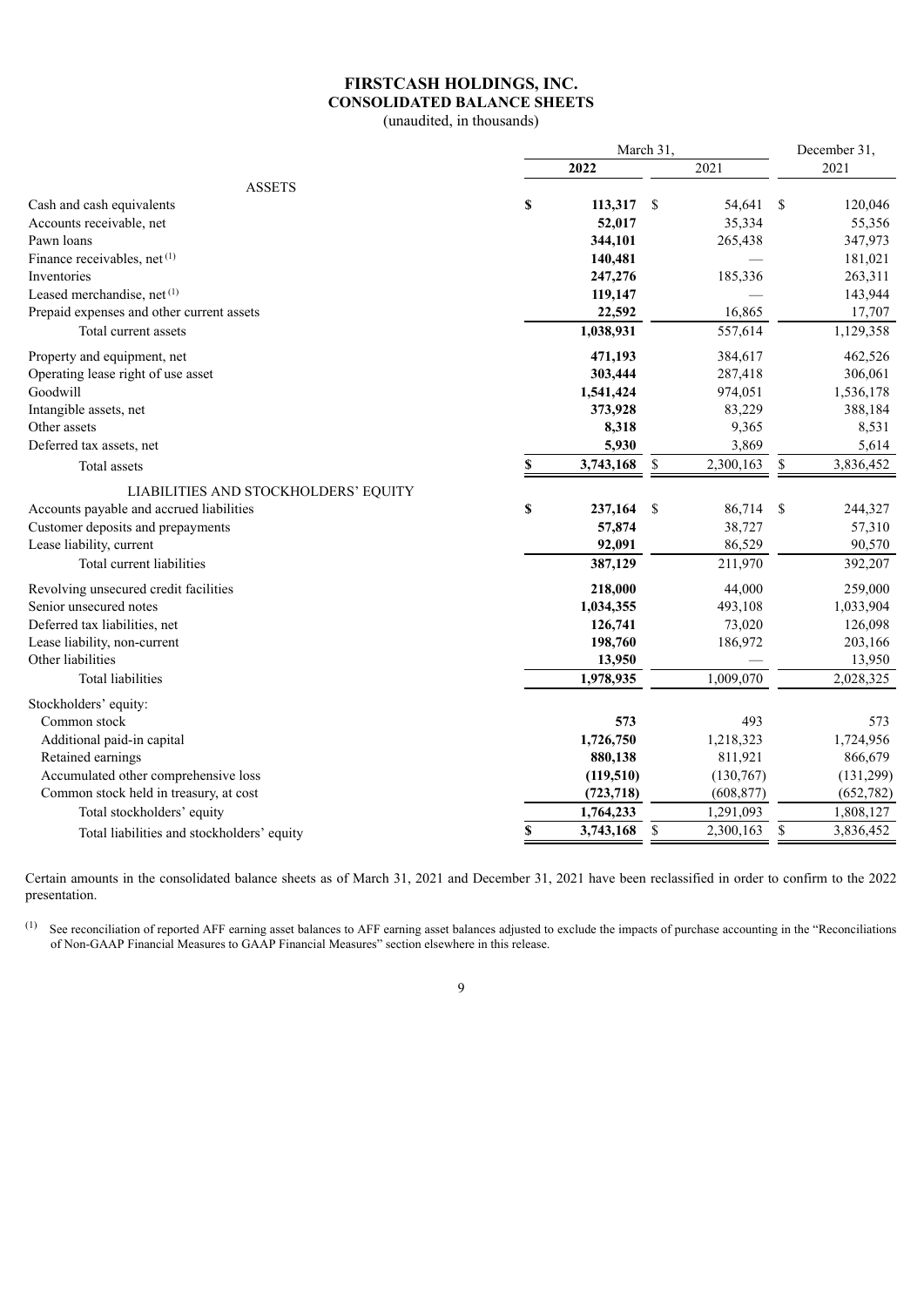# FIRSTCASH HOLDINGS, INC.
## CONSOLIDATED BALANCE SHEETS
(unaudited, in thousands)

| | March 31, | | December 31, |
|---|---|---|---|
| | **2022** | 2021 | 2021 |
| ASSETS | | | |
| Cash and cash equivalents | **$ 113,317** | $ 54,641 | $ 120,046 |
| Accounts receivable, net | **52,017** | 35,334 | 55,356 |
| Pawn loans | **344,101** | 265,438 | 347,973 |
| Finance receivables, net [(1)] | **140,481** | — | 181,021 |
| Inventories | **247,276** | 185,336 | 263,311 |
| Leased merchandise, net [(1)] | **119,147** | — | 143,944 |
| Prepaid expenses and other current assets | **22,592** | 16,865 | 17,707 |
| Total current assets | **1,038,931** | 557,614 | 1,129,358 |
| Property and equipment, net | **471,193** | 384,617 | 462,526 |
| Operating lease right of use asset | **303,444** | 287,418 | 306,061 |
| Goodwill | **1,541,424** | 974,051 | 1,536,178 |
| Intangible assets, net | **373,928** | 83,229 | 388,184 |
| Other assets | **8,318** | 9,365 | 8,531 |
| Deferred tax assets, net | **5,930** | 3,869 | 5,614 |
| Total assets | **$ 3,743,168** | $ 2,300,163 | $ 3,836,452 |
| LIABILITIES AND STOCKHOLDERS' EQUITY | | | |
| Accounts payable and accrued liabilities | **$ 237,164** | $ 86,714 | $ 244,327 |
| Customer deposits and prepayments | **57,874** | 38,727 | 57,310 |
| Lease liability, current | **92,091** | 86,529 | 90,570 |
| Total current liabilities | **387,129** | 211,970 | 392,207 |
| Revolving unsecured credit facilities | **218,000** | 44,000 | 259,000 |
| Senior unsecured notes | **1,034,355** | 493,108 | 1,033,904 |
| Deferred tax liabilities, net | **126,741** | 73,020 | 126,098 |
| Lease liability, non-current | **198,760** | 186,972 | 203,166 |
| Other liabilities | **13,950** | — | 13,950 |
| Total liabilities | **1,978,935** | 1,009,070 | 2,028,325 |
| Stockholders' equity: | | | |
| Common stock | **573** | 493 | 573 |
| Additional paid-in capital | **1,726,750** | 1,218,323 | 1,724,956 |
| Retained earnings | **880,138** | 811,921 | 866,679 |
| Accumulated other comprehensive loss | **(119,510)** | (130,767) | (131,299) |
| Common stock held in treasury, at cost | **(723,718)** | (608,877) | (652,782) |
| Total stockholders' equity | **1,764,233** | 1,291,093 | 1,808,127 |
| Total liabilities and stockholders' equity | **$ 3,743,168** | $ 2,300,163 | $ 3,836,452 |

Certain amounts in the consolidated balance sheets as of March 31, 2021 and December 31, 2021 have been reclassified in order to confirm to the 2022 presentation.

(1) See reconciliation of reported AFF earning asset balances to AFF earning asset balances adjusted to exclude the impacts of purchase accounting in the "Reconciliations of Non-GAAP Financial Measures to GAAP Financial Measures" section elsewhere in this release.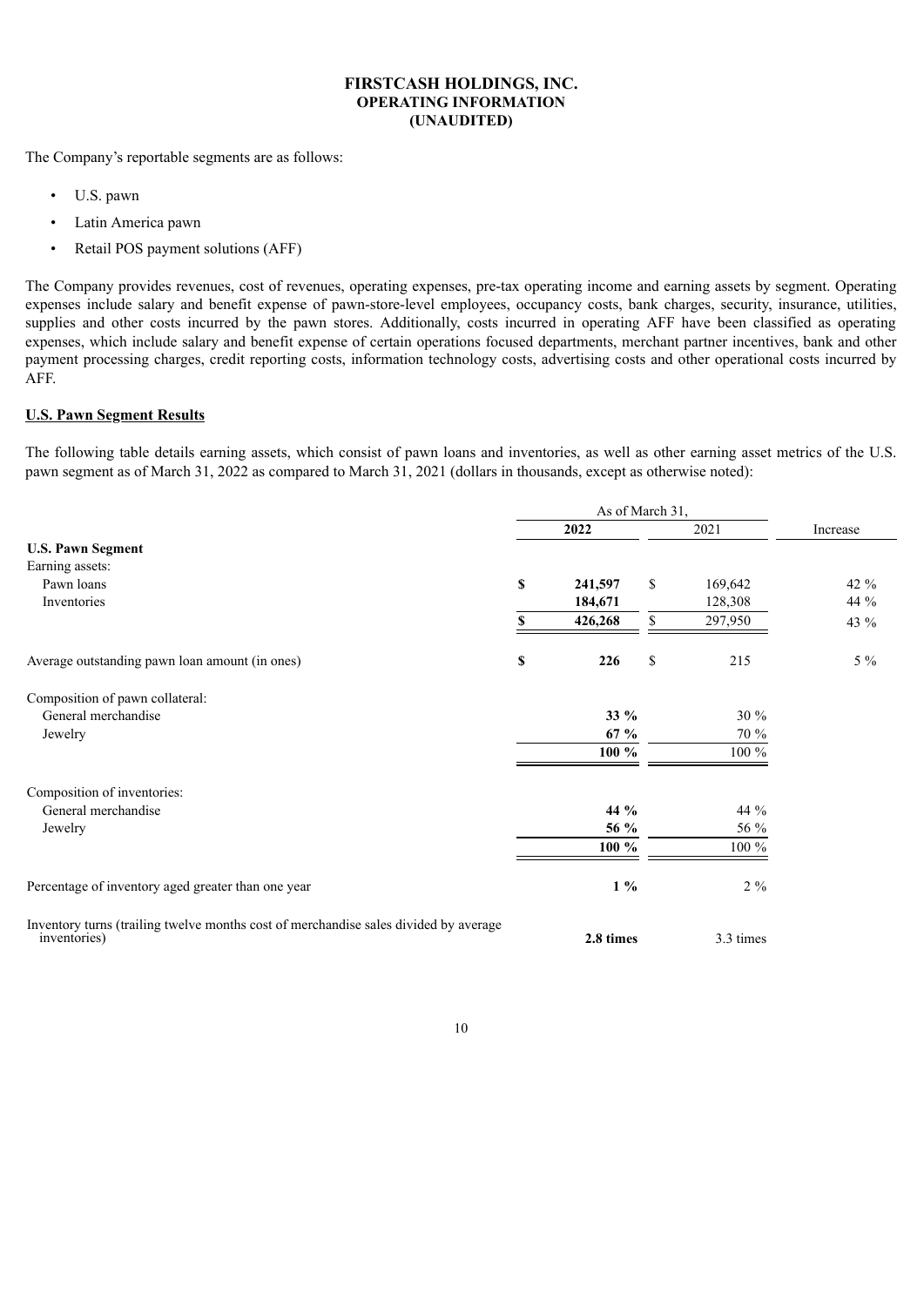**FIRSTCASH HOLDINGS, INC.**
**OPERATING INFORMATION**
**(UNAUDITED)**

The Company's reportable segments are as follows:

- U.S. pawn
- Latin America pawn
- Retail POS payment solutions (AFF)

The Company provides revenues, cost of revenues, operating expenses, pre-tax operating income and earning assets by segment. Operating expenses include salary and benefit expense of pawn-store-level employees, occupancy costs, bank charges, security, insurance, utilities, supplies and other costs incurred by the pawn stores. Additionally, costs incurred in operating AFF have been classified as operating expenses, which include salary and benefit expense of certain operations focused departments, merchant partner incentives, bank and other payment processing charges, credit reporting costs, information technology costs, advertising costs and other operational costs incurred by AFF.

**U.S. Pawn Segment Results**

The following table details earning assets, which consist of pawn loans and inventories, as well as other earning asset metrics of the U.S. pawn segment as of March 31, 2022 as compared to March 31, 2021 (dollars in thousands, except as otherwise noted):

| | As of March 31, | | |
|---|---|---|---|
| | **2022** | 2021 | Increase |
| **U.S. Pawn Segment** | | | |
| Earning assets: | | | |
| Pawn loans | **$ 241,597** | $ 169,642 | 42 % |
| Inventories | **184,671** | 128,308 | 44 % |
| | **$ 426,268** | $ 297,950 | 43 % |
| Average outstanding pawn loan amount (in ones) | **$ 226** | $ 215 | 5 % |
| Composition of pawn collateral: | | | |
| General merchandise | **33 %** | 30 % | |
| Jewelry | **67 %** | 70 % | |
| | **100 %** | 100 % | |
| Composition of inventories: | | | |
| General merchandise | **44 %** | 44 % | |
| Jewelry | **56 %** | 56 % | |
| | **100 %** | 100 % | |
| Percentage of inventory aged greater than one year | **1 %** | 2 % | |
| Inventory turns (trailing twelve months cost of merchandise sales divided by average inventories) | **2.8 times** | 3.3 times | |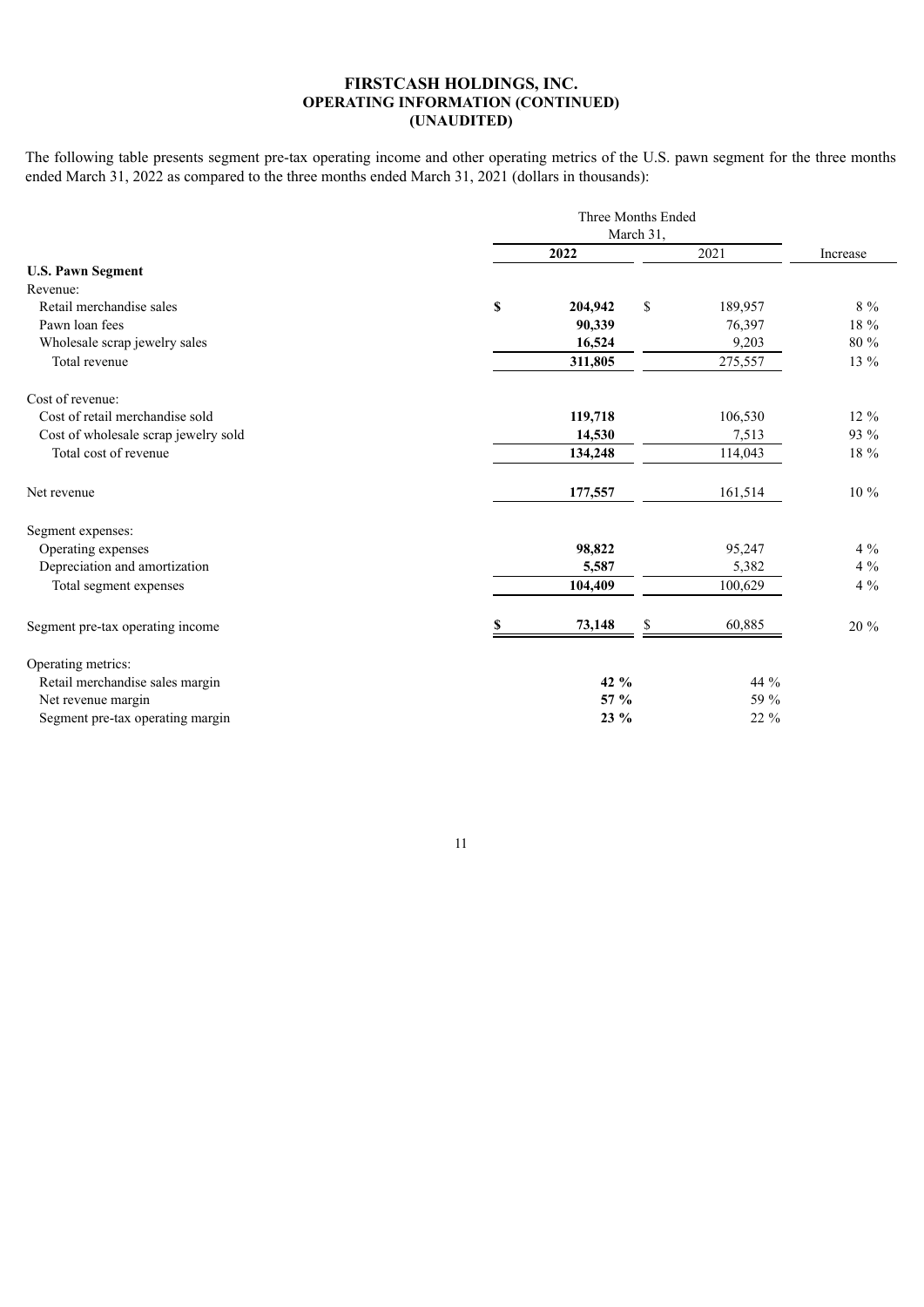**FIRSTCASH HOLDINGS, INC.**
**OPERATING INFORMATION (CONTINUED)**
**(UNAUDITED)**

The following table presents segment pre-tax operating income and other operating metrics of the U.S. pawn segment for the three months ended March 31, 2022 as compared to the three months ended March 31, 2021 (dollars in thousands):

| | Three Months Ended March 31, | | |
|---|---|---|---|
| | **2022** | 2021 | Increase |
| **U.S. Pawn Segment** | | | |
| Revenue: | | | |
| Retail merchandise sales | **$ 204,942** | $ 189,957 | 8 % |
| Pawn loan fees | **90,339** | 76,397 | 18 % |
| Wholesale scrap jewelry sales | **16,524** | 9,203 | 80 % |
| Total revenue | **311,805** | 275,557 | 13 % |
| | | | |
| Cost of revenue: | | | |
| Cost of retail merchandise sold | **119,718** | 106,530 | 12 % |
| Cost of wholesale scrap jewelry sold | **14,530** | 7,513 | 93 % |
| Total cost of revenue | **134,248** | 114,043 | 18 % |
| | | | |
| Net revenue | **177,557** | 161,514 | 10 % |
| | | | |
| Segment expenses: | | | |
| Operating expenses | **98,822** | 95,247 | 4 % |
| Depreciation and amortization | **5,587** | 5,382 | 4 % |
| Total segment expenses | **104,409** | 100,629 | 4 % |
| | | | |
| Segment pre-tax operating income | **$ 73,148** | $ 60,885 | 20 % |
| | | | |
| Operating metrics: | | | |
| Retail merchandise sales margin | **42 %** | 44 % | |
| Net revenue margin | **57 %** | 59 % | |
| Segment pre-tax operating margin | **23 %** | 22 % | |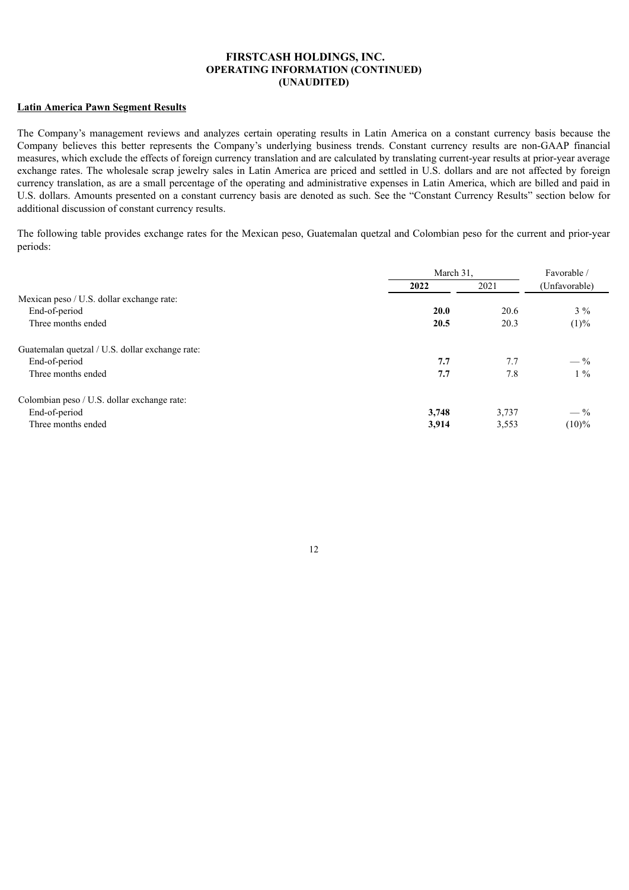**FIRSTCASH HOLDINGS, INC.**
**OPERATING INFORMATION (CONTINUED)**
**(UNAUDITED)**

**Latin America Pawn Segment Results**

The Company's management reviews and analyzes certain operating results in Latin America on a constant currency basis because the Company believes this better represents the Company's underlying business trends. Constant currency results are non-GAAP financial measures, which exclude the effects of foreign currency translation and are calculated by translating current-year results at prior-year average exchange rates. The wholesale scrap jewelry sales in Latin America are priced and settled in U.S. dollars and are not affected by foreign currency translation, as are a small percentage of the operating and administrative expenses in Latin America, which are billed and paid in U.S. dollars. Amounts presented on a constant currency basis are denoted as such. See the "Constant Currency Results" section below for additional discussion of constant currency results.

The following table provides exchange rates for the Mexican peso, Guatemalan quetzal and Colombian peso for the current and prior-year periods:

| | March 31, | | Favorable / |
|---|---|---|---|
| | **2022** | 2021 | (Unfavorable) |
| Mexican peso / U.S. dollar exchange rate: | | | |
| End-of-period | **20.0** | 20.6 | 3 % |
| Three months ended | **20.5** | 20.3 | (1)% |
| Guatemalan quetzal / U.S. dollar exchange rate: | | | |
| End-of-period | **7.7** | 7.7 | — % |
| Three months ended | **7.7** | 7.8 | 1 % |
| Colombian peso / U.S. dollar exchange rate: | | | |
| End-of-period | **3,748** | 3,737 | — % |
| Three months ended | **3,914** | 3,553 | (10)% |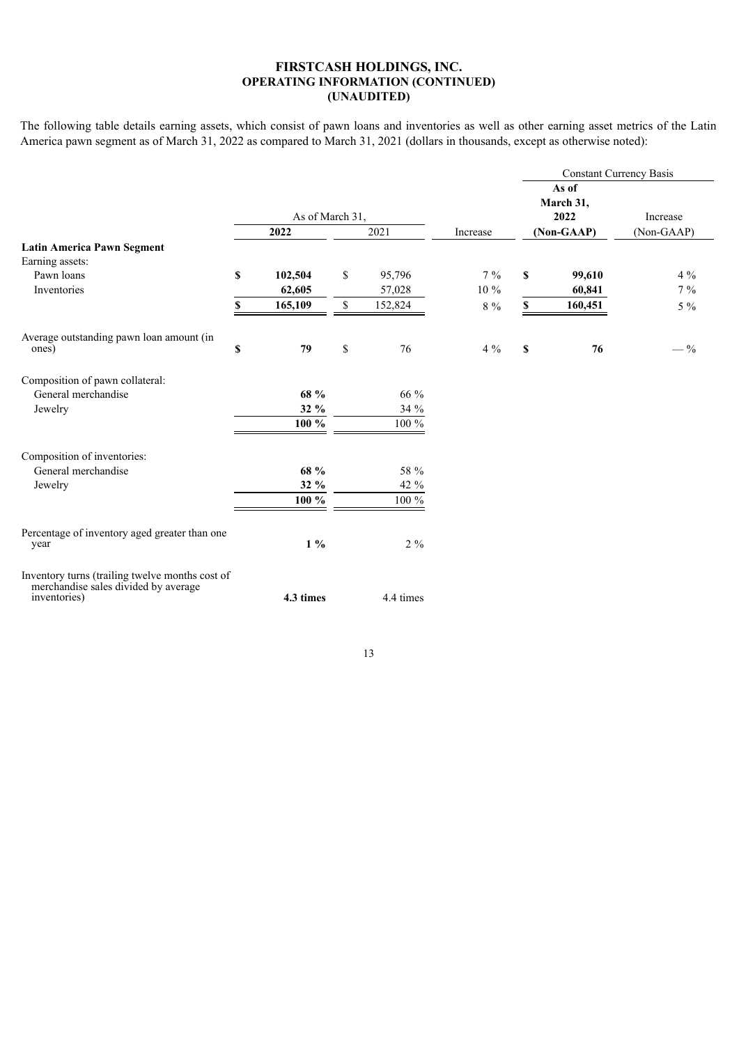**FIRSTCASH HOLDINGS, INC.**
**OPERATING INFORMATION (CONTINUED)**
**(UNAUDITED)**

The following table details earning assets, which consist of pawn loans and inventories as well as other earning asset metrics of the Latin America pawn segment as of March 31, 2022 as compared to March 31, 2021 (dollars in thousands, except as otherwise noted):

| | As of March 31, | | | Constant Currency Basis | |
|---|---|---|---|---|---|
| | **2022** | 2021 | Increase | **As of March 31, 2022 (Non-GAAP)** | Increase (Non-GAAP) |
| **Latin America Pawn Segment** | | | | | |
| Earning assets: | | | | | |
| Pawn loans | **$ 102,504** | $ 95,796 | 7 % | **$ 99,610** | 4 % |
| Inventories | **62,605** | 57,028 | 10 % | **60,841** | 7 % |
| | **$ 165,109** | $ 152,824 | 8 % | **$ 160,451** | 5 % |
| Average outstanding pawn loan amount (in ones) | **$ 79** | $ 76 | 4 % | **$ 76** | — % |
| Composition of pawn collateral: | | | | | |
| General merchandise | **68 %** | 66 % | | | |
| Jewelry | **32 %** | 34 % | | | |
| | **100 %** | 100 % | | | |
| Composition of inventories: | | | | | |
| General merchandise | **68 %** | 58 % | | | |
| Jewelry | **32 %** | 42 % | | | |
| | **100 %** | 100 % | | | |
| Percentage of inventory aged greater than one year | **1 %** | 2 % | | | |
| Inventory turns (trailing twelve months cost of merchandise sales divided by average inventories) | **4.3 times** | 4.4 times | | | |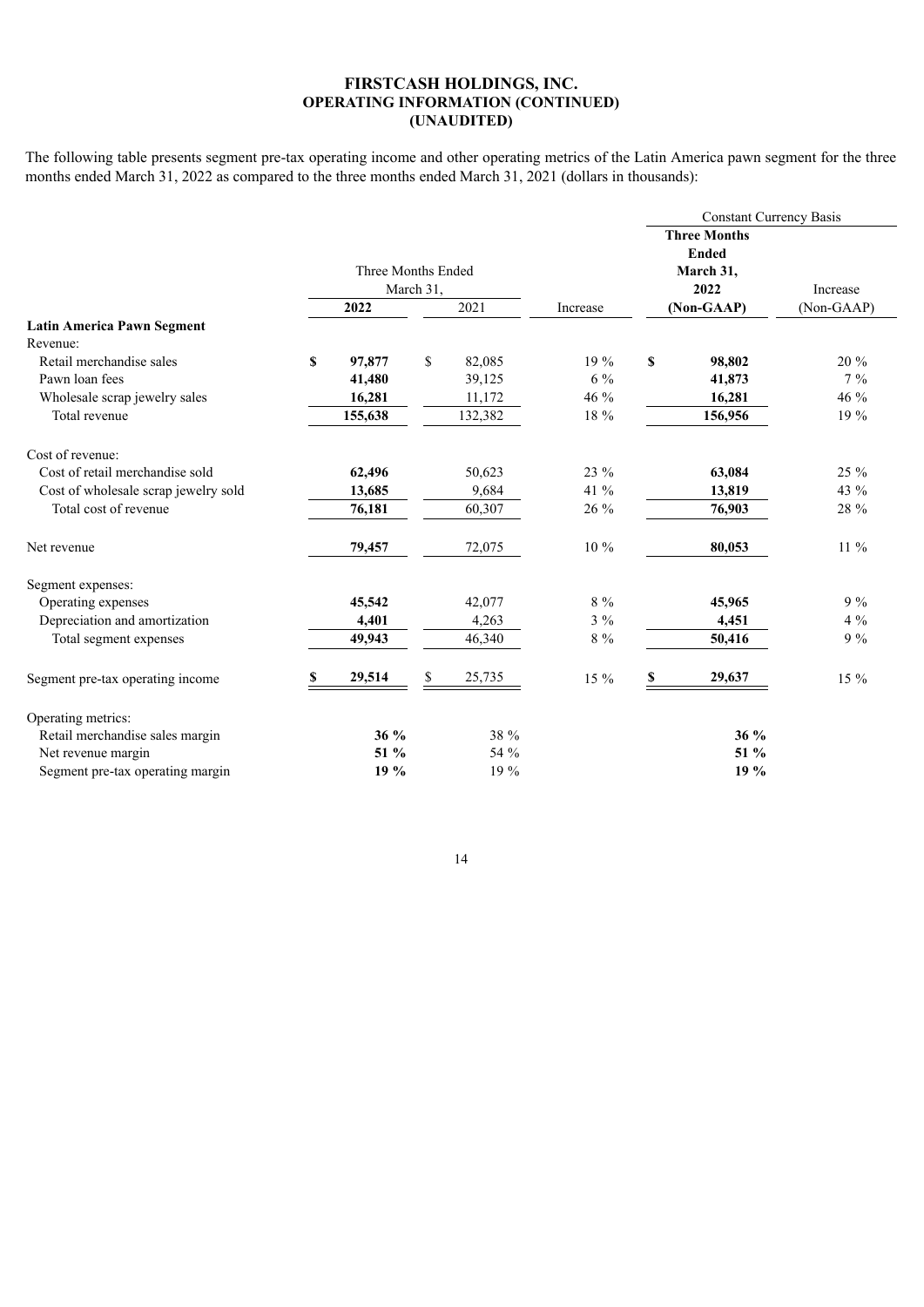# FIRSTCASH HOLDINGS, INC.
## OPERATING INFORMATION (CONTINUED)
## (UNAUDITED)

The following table presents segment pre-tax operating income and other operating metrics of the Latin America pawn segment for the three months ended March 31, 2022 as compared to the three months ended March 31, 2021 (dollars in thousands):

| | Three Months Ended March 31, | | | Constant Currency Basis | |
|---|---|---|---|---|---|
| | | | | Three Months Ended March 31, | |
| | **2022** | 2021 | Increase | **2022 (Non-GAAP)** | Increase (Non-GAAP) |
| **Latin America Pawn Segment** | | | | | |
| Revenue: | | | | | |
| Retail merchandise sales | **$ 97,877** | $ 82,085 | 19 % | **$ 98,802** | 20 % |
| Pawn loan fees | **41,480** | 39,125 | 6 % | **41,873** | 7 % |
| Wholesale scrap jewelry sales | **16,281** | 11,172 | 46 % | **16,281** | 46 % |
| Total revenue | **155,638** | 132,382 | 18 % | **156,956** | 19 % |
| | | | | | |
| Cost of revenue: | | | | | |
| Cost of retail merchandise sold | **62,496** | 50,623 | 23 % | **63,084** | 25 % |
| Cost of wholesale scrap jewelry sold | **13,685** | 9,684 | 41 % | **13,819** | 43 % |
| Total cost of revenue | **76,181** | 60,307 | 26 % | **76,903** | 28 % |
| | | | | | |
| Net revenue | **79,457** | 72,075 | 10 % | **80,053** | 11 % |
| | | | | | |
| Segment expenses: | | | | | |
| Operating expenses | **45,542** | 42,077 | 8 % | **45,965** | 9 % |
| Depreciation and amortization | **4,401** | 4,263 | 3 % | **4,451** | 4 % |
| Total segment expenses | **49,943** | 46,340 | 8 % | **50,416** | 9 % |
| | | | | | |
| Segment pre-tax operating income | **$ 29,514** | $ 25,735 | 15 % | **$ 29,637** | 15 % |
| | | | | | |
| Operating metrics: | | | | | |
| Retail merchandise sales margin | **36 %** | 38 % | | **36 %** | |
| Net revenue margin | **51 %** | 54 % | | **51 %** | |
| Segment pre-tax operating margin | **19 %** | 19 % | | **19 %** | |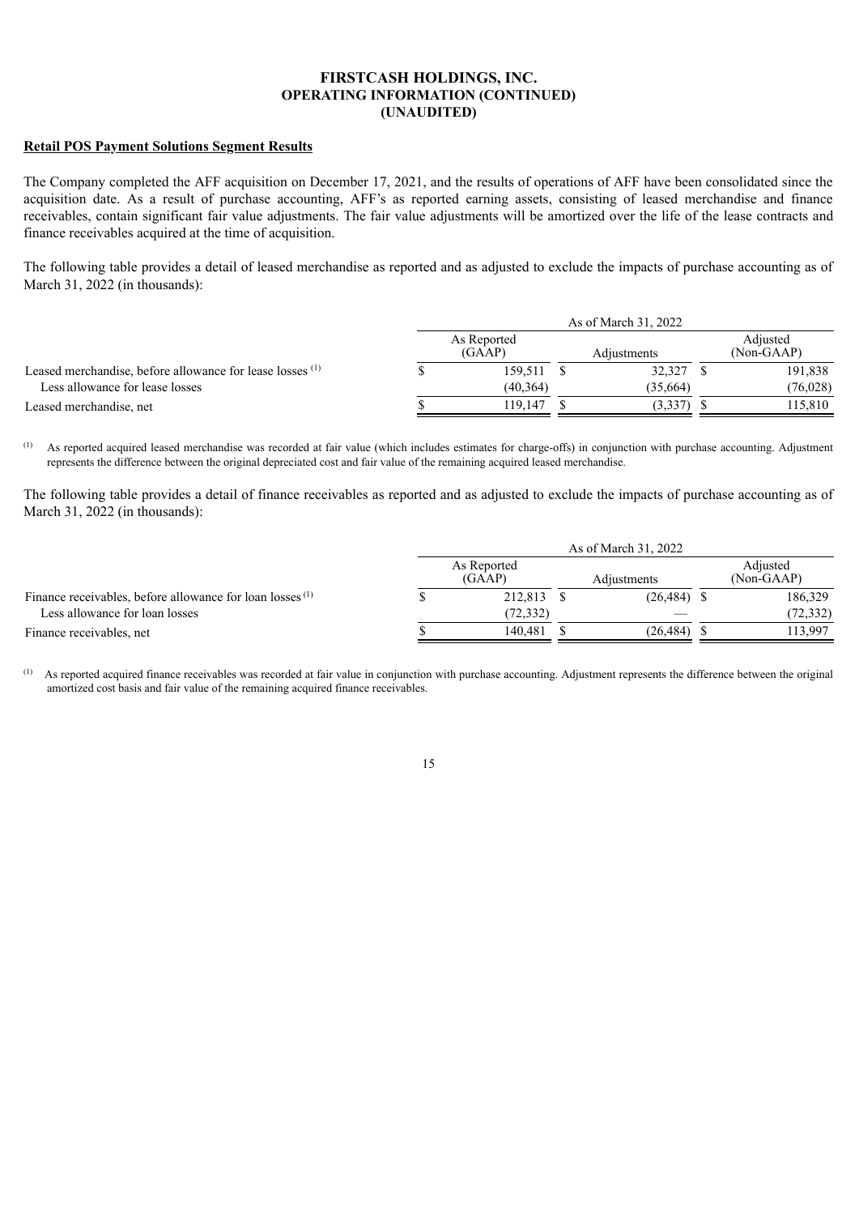**FIRSTCASH HOLDINGS, INC.**
**OPERATING INFORMATION (CONTINUED)**
**(UNAUDITED)**

**Retail POS Payment Solutions Segment Results**

The Company completed the AFF acquisition on December 17, 2021, and the results of operations of AFF have been consolidated since the acquisition date. As a result of purchase accounting, AFF's as reported earning assets, consisting of leased merchandise and finance receivables, contain significant fair value adjustments. The fair value adjustments will be amortized over the life of the lease contracts and finance receivables acquired at the time of acquisition.

The following table provides a detail of leased merchandise as reported and as adjusted to exclude the impacts of purchase accounting as of March 31, 2022 (in thousands):

| | As of March 31, 2022 | | |
|---|---|---|---|
| | As Reported (GAAP) | Adjustments | Adjusted (Non-GAAP) |
| Leased merchandise, before allowance for lease losses [1] | $ 159,511 | $ 32,327 | $ 191,838 |
| Less allowance for lease losses | (40,364) | (35,664) | (76,028) |
| Leased merchandise, net | $ 119,147 | $ (3,337) | $ 115,810 |

[1] As reported acquired leased merchandise was recorded at fair value (which includes estimates for charge-offs) in conjunction with purchase accounting. Adjustment represents the difference between the original depreciated cost and fair value of the remaining acquired leased merchandise.

The following table provides a detail of finance receivables as reported and as adjusted to exclude the impacts of purchase accounting as of March 31, 2022 (in thousands):

| | As of March 31, 2022 | | |
|---|---|---|---|
| | As Reported (GAAP) | Adjustments | Adjusted (Non-GAAP) |
| Finance receivables, before allowance for loan losses [1] | $ 212,813 | $ (26,484) | $ 186,329 |
| Less allowance for loan losses | (72,332) | — | (72,332) |
| Finance receivables, net | $ 140,481 | $ (26,484) | $ 113,997 |

[1] As reported acquired finance receivables was recorded at fair value in conjunction with purchase accounting. Adjustment represents the difference between the original amortized cost basis and fair value of the remaining acquired finance receivables.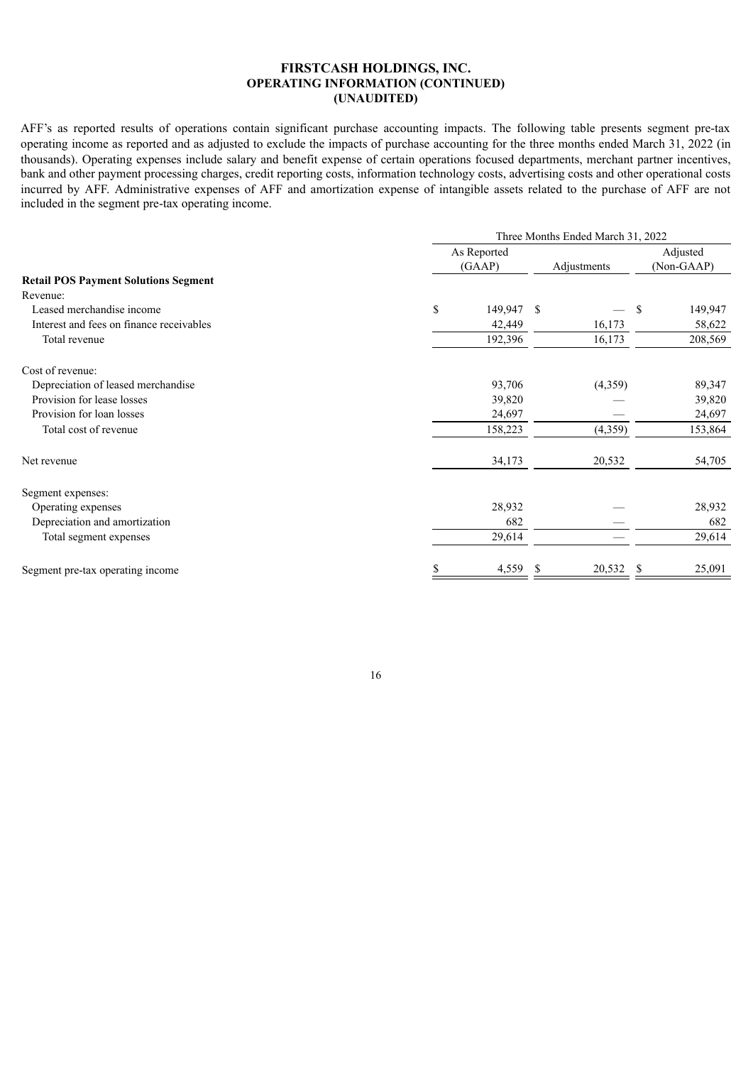**FIRSTCASH HOLDINGS, INC.**
**OPERATING INFORMATION (CONTINUED)**
**(UNAUDITED)**

AFF's as reported results of operations contain significant purchase accounting impacts. The following table presents segment pre-tax operating income as reported and as adjusted to exclude the impacts of purchase accounting for the three months ended March 31, 2022 (in thousands). Operating expenses include salary and benefit expense of certain operations focused departments, merchant partner incentives, bank and other payment processing charges, credit reporting costs, information technology costs, advertising costs and other operational costs incurred by AFF. Administrative expenses of AFF and amortization expense of intangible assets related to the purchase of AFF are not included in the segment pre-tax operating income.

| | Three Months Ended March 31, 2022 | | |
|---|---|---|---|
| | As Reported (GAAP) | Adjustments | Adjusted (Non-GAAP) |
| **Retail POS Payment Solutions Segment** | | | |
| Revenue: | | | |
| Leased merchandise income | $ 149,947 | $ — | $ 149,947 |
| Interest and fees on finance receivables | 42,449 | 16,173 | 58,622 |
| Total revenue | 192,396 | 16,173 | 208,569 |
| | | | |
| Cost of revenue: | | | |
| Depreciation of leased merchandise | 93,706 | (4,359) | 89,347 |
| Provision for lease losses | 39,820 | — | 39,820 |
| Provision for loan losses | 24,697 | — | 24,697 |
| Total cost of revenue | 158,223 | (4,359) | 153,864 |
| | | | |
| Net revenue | 34,173 | 20,532 | 54,705 |
| | | | |
| Segment expenses: | | | |
| Operating expenses | 28,932 | — | 28,932 |
| Depreciation and amortization | 682 | — | 682 |
| Total segment expenses | 29,614 | — | 29,614 |
| | | | |
| Segment pre-tax operating income | $ 4,559 | $ 20,532 | $ 25,091 |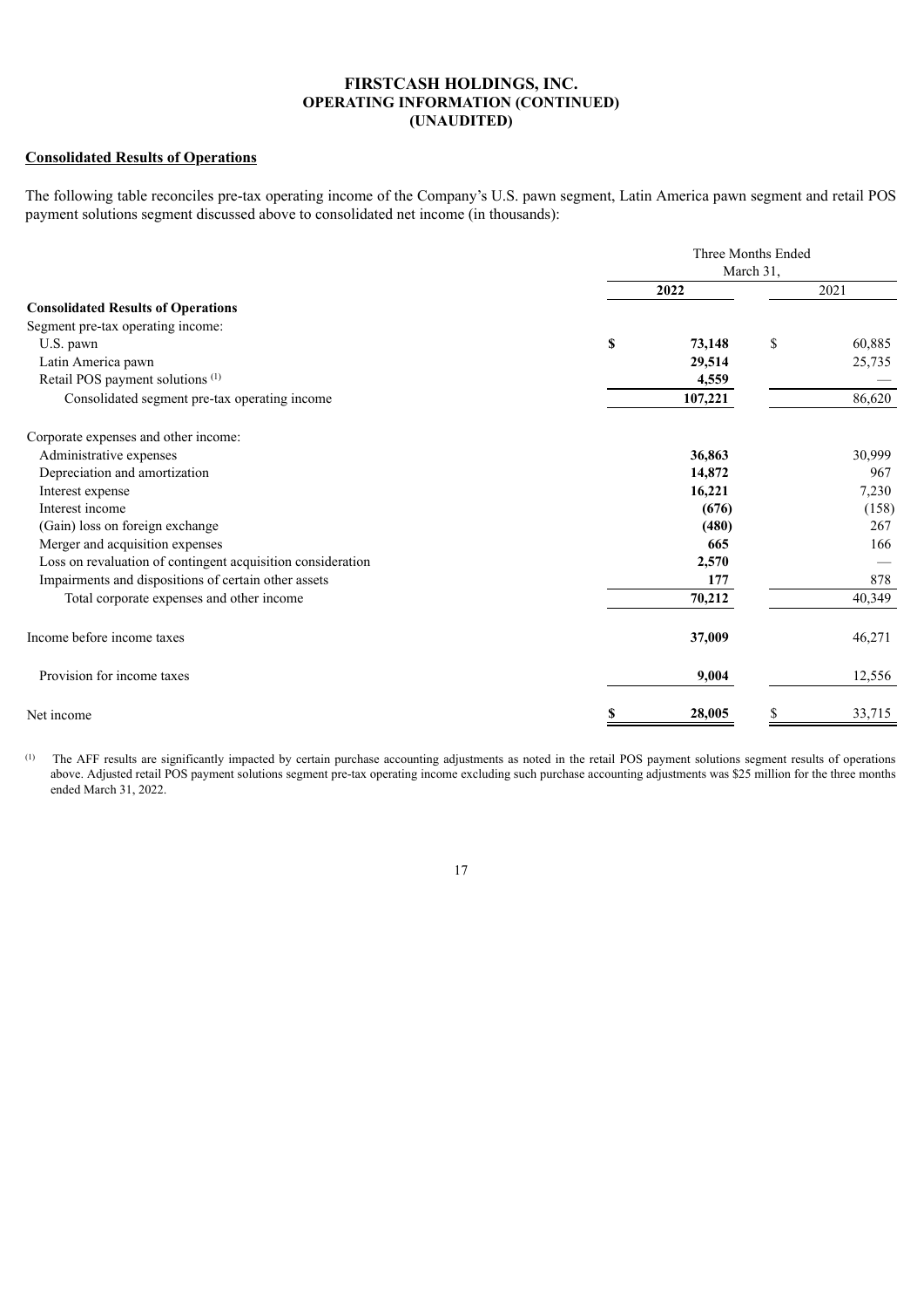# FIRSTCASH HOLDINGS, INC.
## OPERATING INFORMATION (CONTINUED)
## (UNAUDITED)

**Consolidated Results of Operations**

The following table reconciles pre-tax operating income of the Company's U.S. pawn segment, Latin America pawn segment and retail POS payment solutions segment discussed above to consolidated net income (in thousands):

| | Three Months Ended March 31, | |
|---|---|---|
| | **2022** | 2021 |
| **Consolidated Results of Operations** | | |
| Segment pre-tax operating income: | | |
| U.S. pawn | **$ 73,148** | $ 60,885 |
| Latin America pawn | **29,514** | 25,735 |
| Retail POS payment solutions [(1)] | **4,559** | — |
| Consolidated segment pre-tax operating income | **107,221** | 86,620 |
| | | |
| Corporate expenses and other income: | | |
| Administrative expenses | **36,863** | 30,999 |
| Depreciation and amortization | **14,872** | 967 |
| Interest expense | **16,221** | 7,230 |
| Interest income | **(676)** | (158) |
| (Gain) loss on foreign exchange | **(480)** | 267 |
| Merger and acquisition expenses | **665** | 166 |
| Loss on revaluation of contingent acquisition consideration | **2,570** | — |
| Impairments and dispositions of certain other assets | **177** | 878 |
| Total corporate expenses and other income | **70,212** | 40,349 |
| | | |
| Income before income taxes | **37,009** | 46,271 |
| | | |
| Provision for income taxes | **9,004** | 12,556 |
| | | |
| Net income | **$ 28,005** | $ 33,715 |

(1) The AFF results are significantly impacted by certain purchase accounting adjustments as noted in the retail POS payment solutions segment results of operations above. Adjusted retail POS payment solutions segment pre-tax operating income excluding such purchase accounting adjustments was $25 million for the three months ended March 31, 2022.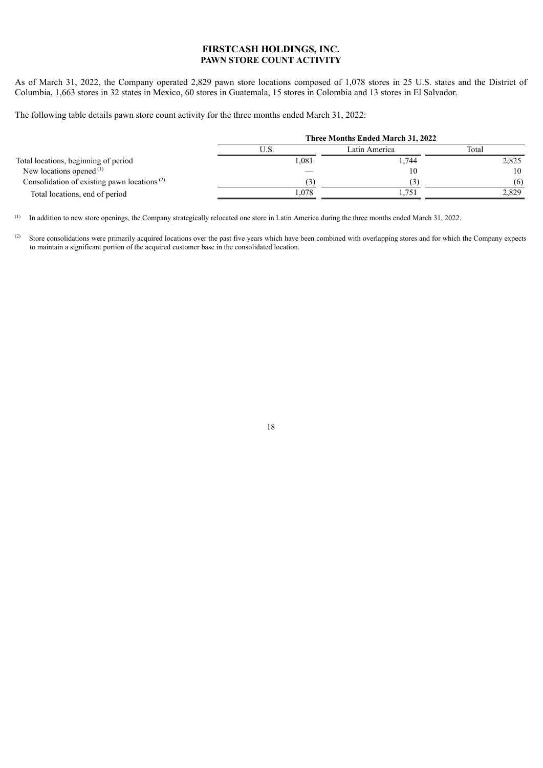# FIRSTCASH HOLDINGS, INC.
## PAWN STORE COUNT ACTIVITY

As of March 31, 2022, the Company operated 2,829 pawn store locations composed of 1,078 stores in 25 U.S. states and the District of Columbia, 1,663 stores in 32 states in Mexico, 60 stores in Guatemala, 15 stores in Colombia and 13 stores in El Salvador.

The following table details pawn store count activity for the three months ended March 31, 2022:

| | Three Months Ended March 31, 2022 | | |
|---|---|---|---|
| | U.S. | Latin America | Total |
| Total locations, beginning of period | 1,081 | 1,744 | 2,825 |
| New locations opened [(1)] | — | 10 | 10 |
| Consolidation of existing pawn locations [(2)] | (3) | (3) | (6) |
| Total locations, end of period | 1,078 | 1,751 | 2,829 |

(1) In addition to new store openings, the Company strategically relocated one store in Latin America during the three months ended March 31, 2022.

(2) Store consolidations were primarily acquired locations over the past five years which have been combined with overlapping stores and for which the Company expects to maintain a significant portion of the acquired customer base in the consolidated location.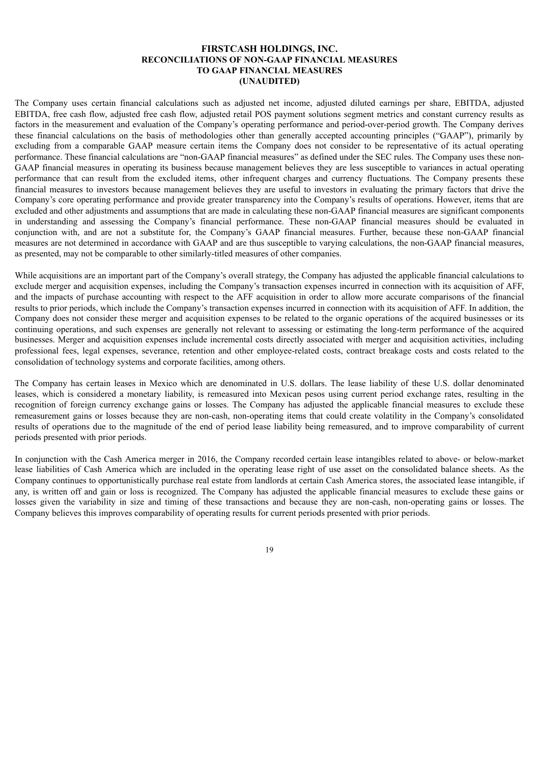# FIRSTCASH HOLDINGS, INC.
## RECONCILIATIONS OF NON-GAAP FINANCIAL MEASURES TO GAAP FINANCIAL MEASURES
### (UNAUDITED)

The Company uses certain financial calculations such as adjusted net income, adjusted diluted earnings per share, EBITDA, adjusted EBITDA, free cash flow, adjusted free cash flow, adjusted retail POS payment solutions segment metrics and constant currency results as factors in the measurement and evaluation of the Company's operating performance and period-over-period growth. The Company derives these financial calculations on the basis of methodologies other than generally accepted accounting principles ("GAAP"), primarily by excluding from a comparable GAAP measure certain items the Company does not consider to be representative of its actual operating performance. These financial calculations are "non-GAAP financial measures" as defined under the SEC rules. The Company uses these non-GAAP financial measures in operating its business because management believes they are less susceptible to variances in actual operating performance that can result from the excluded items, other infrequent charges and currency fluctuations. The Company presents these financial measures to investors because management believes they are useful to investors in evaluating the primary factors that drive the Company's core operating performance and provide greater transparency into the Company's results of operations. However, items that are excluded and other adjustments and assumptions that are made in calculating these non-GAAP financial measures are significant components in understanding and assessing the Company's financial performance. These non-GAAP financial measures should be evaluated in conjunction with, and are not a substitute for, the Company's GAAP financial measures. Further, because these non-GAAP financial measures are not determined in accordance with GAAP and are thus susceptible to varying calculations, the non-GAAP financial measures, as presented, may not be comparable to other similarly-titled measures of other companies.

While acquisitions are an important part of the Company's overall strategy, the Company has adjusted the applicable financial calculations to exclude merger and acquisition expenses, including the Company's transaction expenses incurred in connection with its acquisition of AFF, and the impacts of purchase accounting with respect to the AFF acquisition in order to allow more accurate comparisons of the financial results to prior periods, which include the Company's transaction expenses incurred in connection with its acquisition of AFF. In addition, the Company does not consider these merger and acquisition expenses to be related to the organic operations of the acquired businesses or its continuing operations, and such expenses are generally not relevant to assessing or estimating the long-term performance of the acquired businesses. Merger and acquisition expenses include incremental costs directly associated with merger and acquisition activities, including professional fees, legal expenses, severance, retention and other employee-related costs, contract breakage costs and costs related to the consolidation of technology systems and corporate facilities, among others.

The Company has certain leases in Mexico which are denominated in U.S. dollars. The lease liability of these U.S. dollar denominated leases, which is considered a monetary liability, is remeasured into Mexican pesos using current period exchange rates, resulting in the recognition of foreign currency exchange gains or losses. The Company has adjusted the applicable financial measures to exclude these remeasurement gains or losses because they are non-cash, non-operating items that could create volatility in the Company's consolidated results of operations due to the magnitude of the end of period lease liability being remeasured, and to improve comparability of current periods presented with prior periods.

In conjunction with the Cash America merger in 2016, the Company recorded certain lease intangibles related to above- or below-market lease liabilities of Cash America which are included in the operating lease right of use asset on the consolidated balance sheets. As the Company continues to opportunistically purchase real estate from landlords at certain Cash America stores, the associated lease intangible, if any, is written off and gain or loss is recognized. The Company has adjusted the applicable financial measures to exclude these gains or losses given the variability in size and timing of these transactions and because they are non-cash, non-operating gains or losses. The Company believes this improves comparability of operating results for current periods presented with prior periods.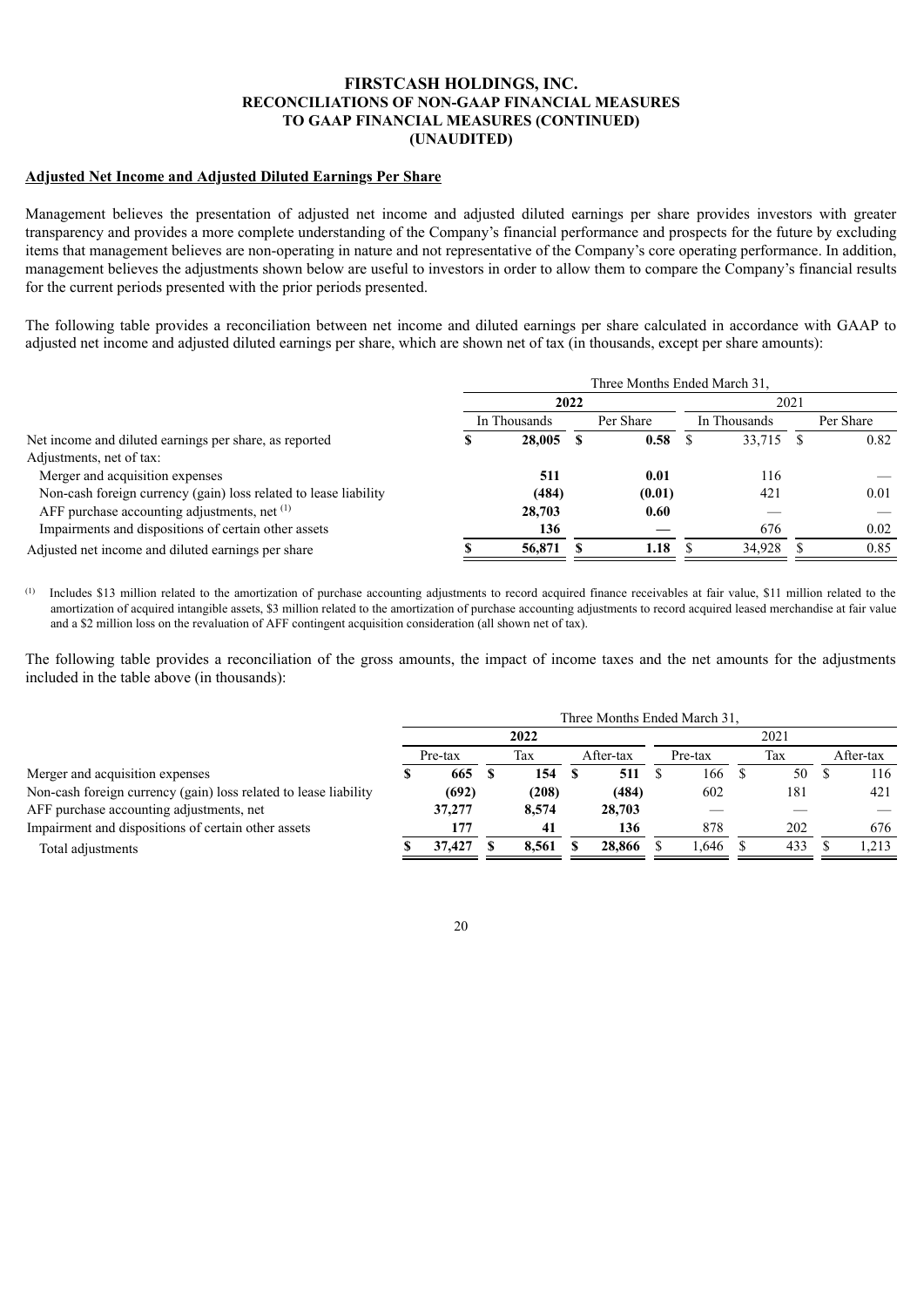# FIRSTCASH HOLDINGS, INC.
# RECONCILIATIONS OF NON-GAAP FINANCIAL MEASURES TO GAAP FINANCIAL MEASURES (CONTINUED)
# (UNAUDITED)

**Adjusted Net Income and Adjusted Diluted Earnings Per Share**

Management believes the presentation of adjusted net income and adjusted diluted earnings per share provides investors with greater transparency and provides a more complete understanding of the Company's financial performance and prospects for the future by excluding items that management believes are non-operating in nature and not representative of the Company's core operating performance. In addition, management believes the adjustments shown below are useful to investors in order to allow them to compare the Company's financial results for the current periods presented with the prior periods presented.

The following table provides a reconciliation between net income and diluted earnings per share calculated in accordance with GAAP to adjusted net income and diluted earnings per share, which are shown net of tax (in thousands, except per share amounts):

| | Three Months Ended March 31, | | | |
|---|---|---|---|---|
| | **2022** | | 2021 | |
| | In Thousands | Per Share | In Thousands | Per Share |
| Net income and diluted earnings per share, as reported | **$ 28,005** | **$ 0.58** | $ 33,715 | $ 0.82 |
| Adjustments, net of tax: | | | | |
| Merger and acquisition expenses | **511** | **0.01** | 116 | — |
| Non-cash foreign currency (gain) loss related to lease liability | **(484)** | **(0.01)** | 421 | 0.01 |
| AFF purchase accounting adjustments, net [(1)] | **28,703** | **0.60** | — | — |
| Impairments and dispositions of certain other assets | **136** | **—** | 676 | 0.02 |
| Adjusted net income and diluted earnings per share | **$ 56,871** | **$ 1.18** | $ 34,928 | $ 0.85 |

(1) Includes $13 million related to the amortization of purchase accounting adjustments to record acquired finance receivables at fair value, $11 million related to the amortization of acquired intangible assets, $3 million related to the amortization of purchase accounting adjustments to record acquired leased merchandise at fair value and a $2 million loss on the revaluation of AFF contingent acquisition consideration (all shown net of tax).

The following table provides a reconciliation of the gross amounts, the impact of income taxes and the net amounts for the adjustments included in the table above (in thousands):

| | Three Months Ended March 31, | | | | | |
|---|---|---|---|---|---|---|
| | **2022** | | | 2021 | | |
| | Pre-tax | Tax | After-tax | Pre-tax | Tax | After-tax |
| Merger and acquisition expenses | **$ 665** | **$ 154** | **$ 511** | $ 166 | $ 50 | $ 116 |
| Non-cash foreign currency (gain) loss related to lease liability | **(692)** | **(208)** | **(484)** | 602 | 181 | 421 |
| AFF purchase accounting adjustments, net | **37,277** | **8,574** | **28,703** | — | — | — |
| Impairment and dispositions of certain other assets | **177** | **41** | **136** | 878 | 202 | 676 |
| Total adjustments | **$ 37,427** | **$ 8,561** | **$ 28,866** | $ 1,646 | $ 433 | $ 1,213 |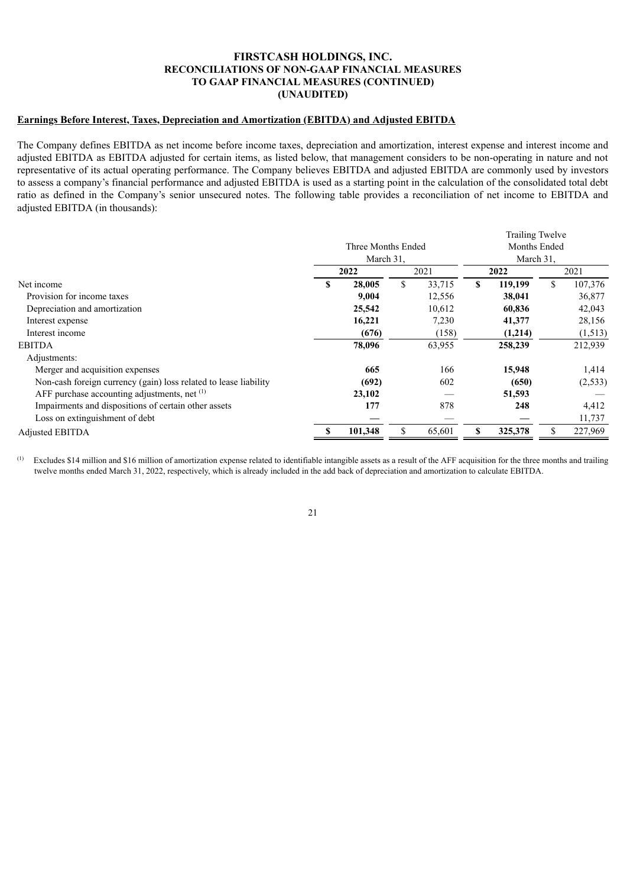**FIRSTCASH HOLDINGS, INC.**
**RECONCILIATIONS OF NON-GAAP FINANCIAL MEASURES**
**TO GAAP FINANCIAL MEASURES (CONTINUED)**
**(UNAUDITED)**

**Earnings Before Interest, Taxes, Depreciation and Amortization (EBITDA) and Adjusted EBITDA**

The Company defines EBITDA as net income before income taxes, depreciation and amortization, interest expense and interest income and adjusted EBITDA as EBITDA adjusted for certain items, as listed below, that management considers to be non-operating in nature and not representative of its actual operating performance. The Company believes EBITDA and adjusted EBITDA are commonly used by investors to assess a company's financial performance and adjusted EBITDA is used as a starting point in the calculation of the consolidated total debt ratio as defined in the Company's senior unsecured notes. The following table provides a reconciliation of net income to EBITDA and adjusted EBITDA (in thousands):

| | Three Months Ended March 31, | | Trailing Twelve Months Ended March 31, | |
|---|---|---|---|---|
| | **2022** | 2021 | **2022** | 2021 |
| Net income | **$ 28,005** | $ 33,715 | **$ 119,199** | $ 107,376 |
| Provision for income taxes | **9,004** | 12,556 | **38,041** | 36,877 |
| Depreciation and amortization | **25,542** | 10,612 | **60,836** | 42,043 |
| Interest expense | **16,221** | 7,230 | **41,377** | 28,156 |
| Interest income | **(676)** | (158) | **(1,214)** | (1,513) |
| EBITDA | **78,096** | 63,955 | **258,239** | 212,939 |
| Adjustments: | | | | |
| Merger and acquisition expenses | **665** | 166 | **15,948** | 1,414 |
| Non-cash foreign currency (gain) loss related to lease liability | **(692)** | 602 | **(650)** | (2,533) |
| AFF purchase accounting adjustments, net [(1)] | **23,102** | — | **51,593** | — |
| Impairments and dispositions of certain other assets | **177** | 878 | **248** | 4,412 |
| Loss on extinguishment of debt | **—** | — | **—** | 11,737 |
| Adjusted EBITDA | **$ 101,348** | $ 65,601 | **$ 325,378** | $ 227,969 |

(1) Excludes $14 million and $16 million of amortization expense related to identifiable intangible assets as a result of the AFF acquisition for the three months and trailing twelve months ended March 31, 2022, respectively, which is already included in the add back of depreciation and amortization to calculate EBITDA.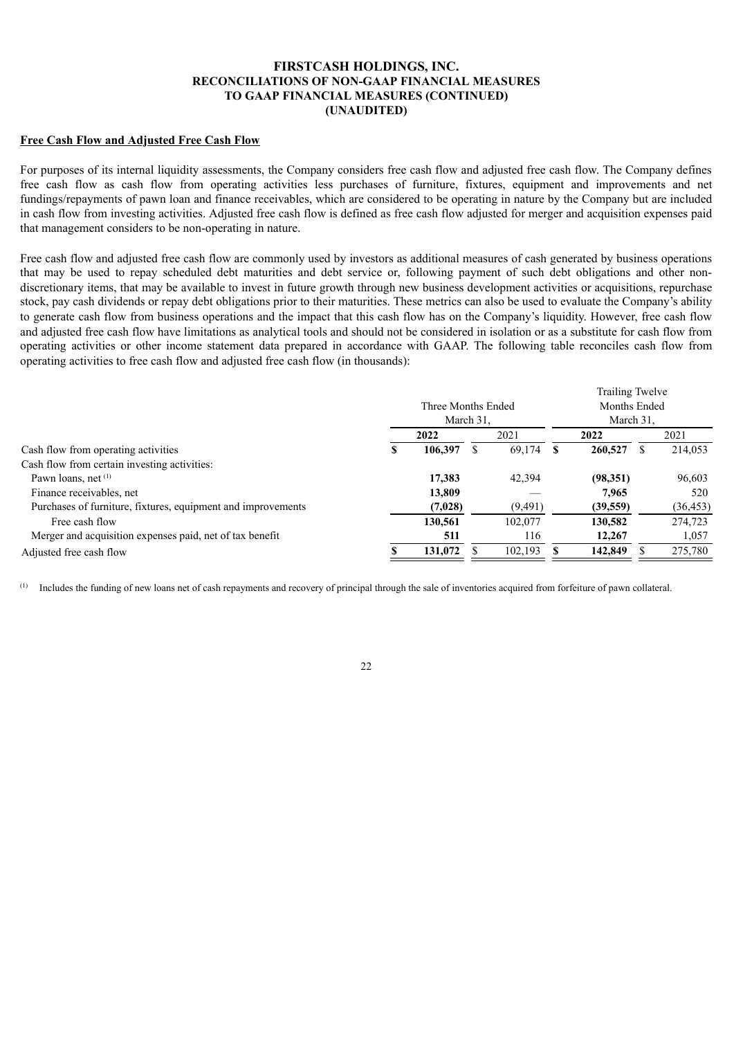# FIRSTCASH HOLDINGS, INC.
## RECONCILIATIONS OF NON-GAAP FINANCIAL MEASURES TO GAAP FINANCIAL MEASURES (CONTINUED)
### (UNAUDITED)

**Free Cash Flow and Adjusted Free Cash Flow**

For purposes of its internal liquidity assessments, the Company considers free cash flow and adjusted free cash flow. The Company defines free cash flow as cash flow from operating activities less purchases of furniture, fixtures, equipment and improvements and net fundings/repayments of pawn loan and finance receivables, which are considered to be operating in nature by the Company but are included in cash flow from investing activities. Adjusted free cash flow is defined as free cash flow adjusted for merger and acquisition expenses paid that management considers to be non-operating in nature.

Free cash flow and adjusted free cash flow are commonly used by investors as additional measures of cash generated by business operations that may be used to repay scheduled debt maturities and debt service or, following payment of such debt obligations and other non-discretionary items, that may be available to invest in future growth through new business development activities or acquisitions, repurchase stock, pay cash dividends or repay debt obligations prior to their maturities. These metrics can also be used to evaluate the Company's ability to generate cash flow from business operations and the impact that this cash flow has on the Company's liquidity. However, free cash flow and adjusted free cash flow have limitations as analytical tools and should not be considered in isolation or as a substitute for cash flow from operating activities or other income statement data prepared in accordance with GAAP. The following table reconciles cash flow from operating activities to free cash flow and adjusted free cash flow (in thousands):

| | Three Months Ended March 31, | | Trailing Twelve Months Ended March 31, | |
|---|---|---|---|---|
| | **2022** | 2021 | **2022** | 2021 |
| Cash flow from operating activities | **$ 106,397** | $ 69,174 | **$ 260,527** | $ 214,053 |
| Cash flow from certain investing activities: | | | | |
| Pawn loans, net [(1)] | **17,383** | 42,394 | **(98,351)** | 96,603 |
| Finance receivables, net | **13,809** | — | **7,965** | 520 |
| Purchases of furniture, fixtures, equipment and improvements | **(7,028)** | (9,491) | **(39,559)** | (36,453) |
| Free cash flow | **130,561** | 102,077 | **130,582** | 274,723 |
| Merger and acquisition expenses paid, net of tax benefit | **511** | 116 | **12,267** | 1,057 |
| Adjusted free cash flow | **$ 131,072** | $ 102,193 | **$ 142,849** | $ 275,780 |

(1) Includes the funding of new loans net of cash repayments and recovery of principal through the sale of inventories acquired from forfeiture of pawn collateral.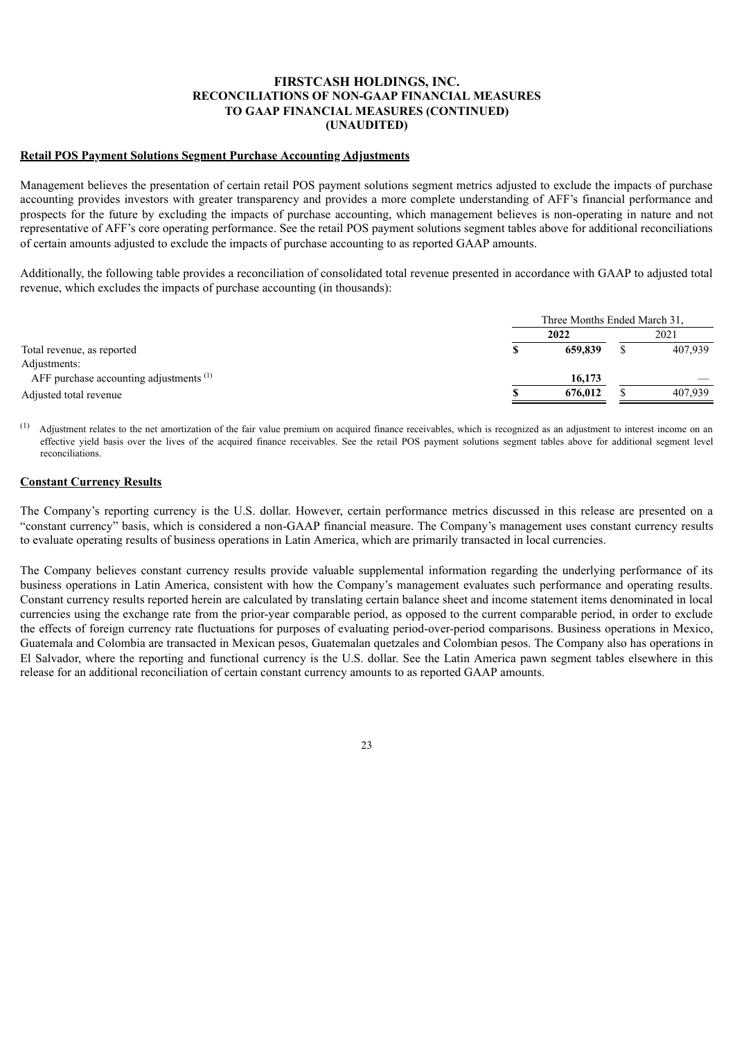# FIRSTCASH HOLDINGS, INC.
## RECONCILIATIONS OF NON-GAAP FINANCIAL MEASURES TO GAAP FINANCIAL MEASURES (CONTINUED)
## (UNAUDITED)

**Retail POS Payment Solutions Segment Purchase Accounting Adjustments**

Management believes the presentation of certain retail POS payment solutions segment metrics adjusted to exclude the impacts of purchase accounting provides investors with greater transparency and provides a more complete understanding of AFF's financial performance and prospects for the future by excluding the impacts of purchase accounting, which management believes is non-operating in nature and not representative of AFF's core operating performance. See the retail POS payment solutions segment tables above for additional reconciliations of certain amounts adjusted to exclude the impacts of purchase accounting to as reported GAAP amounts.

Additionally, the following table provides a reconciliation of consolidated total revenue presented in accordance with GAAP to adjusted total revenue, which excludes the impacts of purchase accounting (in thousands):

| | Three Months Ended March 31, | |
|---|---|---|
| | **2022** | 2021 |
| Total revenue, as reported | **$ 659,839** | $ 407,939 |
| Adjustments: | | |
| AFF purchase accounting adjustments [1] | **16,173** | — |
| Adjusted total revenue | **$ 676,012** | $ 407,939 |

[1] Adjustment relates to the net amortization of the fair value premium on acquired finance receivables, which is recognized as an adjustment to interest income on an effective yield basis over the lives of the acquired finance receivables. See the retail POS payment solutions segment tables above for additional segment level reconciliations.

**Constant Currency Results**

The Company's reporting currency is the U.S. dollar. However, certain performance metrics discussed in this release are presented on a "constant currency" basis, which is considered a non-GAAP financial measure. The Company's management uses constant currency results to evaluate operating results of business operations in Latin America, which are primarily transacted in local currencies.

The Company believes constant currency results provide valuable supplemental information regarding the underlying performance of its business operations in Latin America, consistent with how the Company's management evaluates such performance and operating results. Constant currency results reported herein are calculated by translating certain balance sheet and income statement items denominated in local currencies using the exchange rate from the prior-year comparable period, as opposed to the current comparable period, in order to exclude the effects of foreign currency rate fluctuations for purposes of evaluating period-over-period comparisons. Business operations in Mexico, Guatemala and Colombia are transacted in Mexican pesos, Guatemalan quetzales and Colombian pesos. The Company also has operations in El Salvador, where the reporting and functional currency is the U.S. dollar. See the Latin America pawn segment tables elsewhere in this release for an additional reconciliation of certain constant currency amounts to as reported GAAP amounts.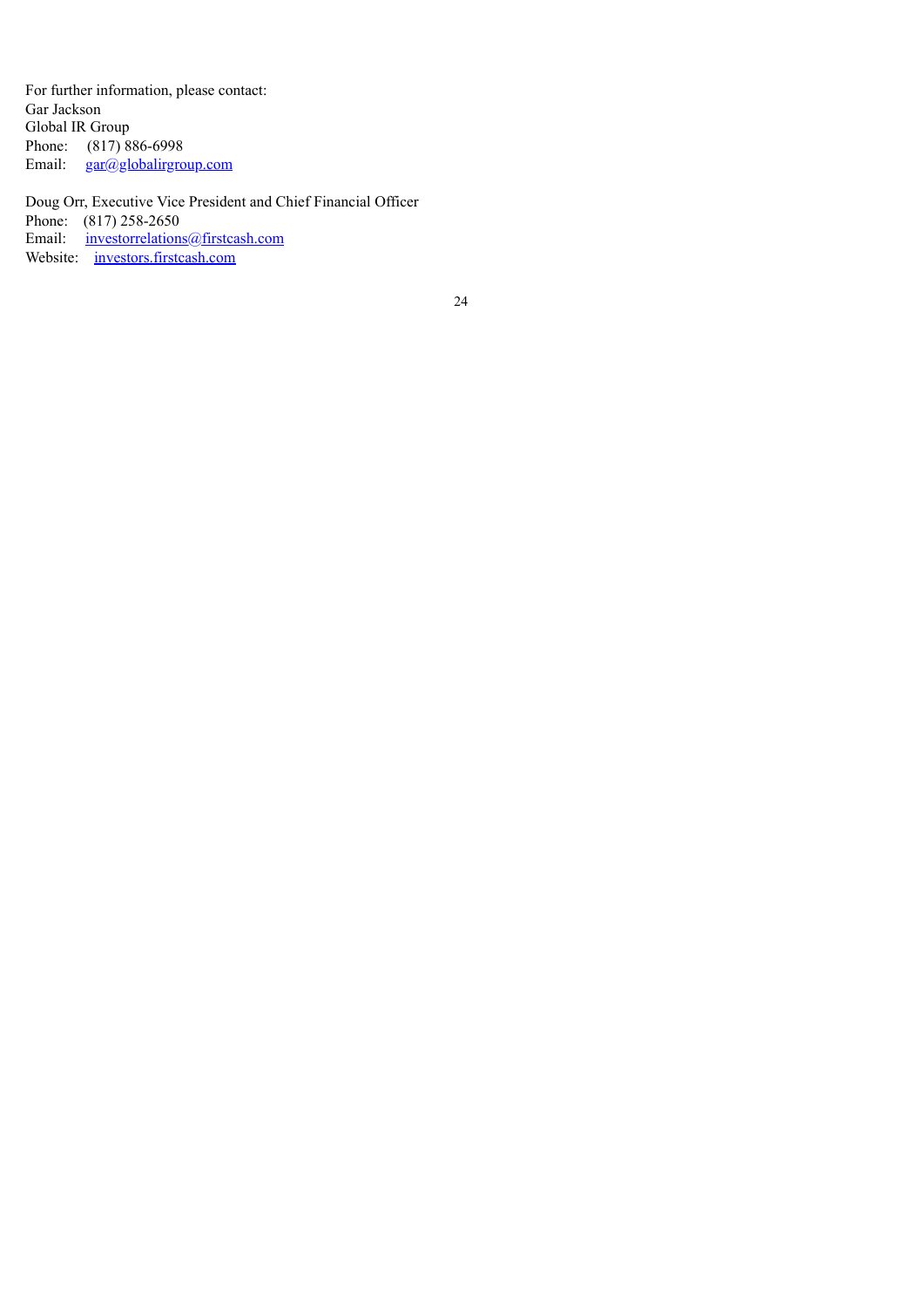For further information, please contact:
Gar Jackson
Global IR Group
Phone: (817) 886-6998
Email: gar@globalirgroup.com

Doug Orr, Executive Vice President and Chief Financial Officer
Phone: (817) 258-2650
Email: investorrelations@firstcash.com
Website: investors.firstcash.com